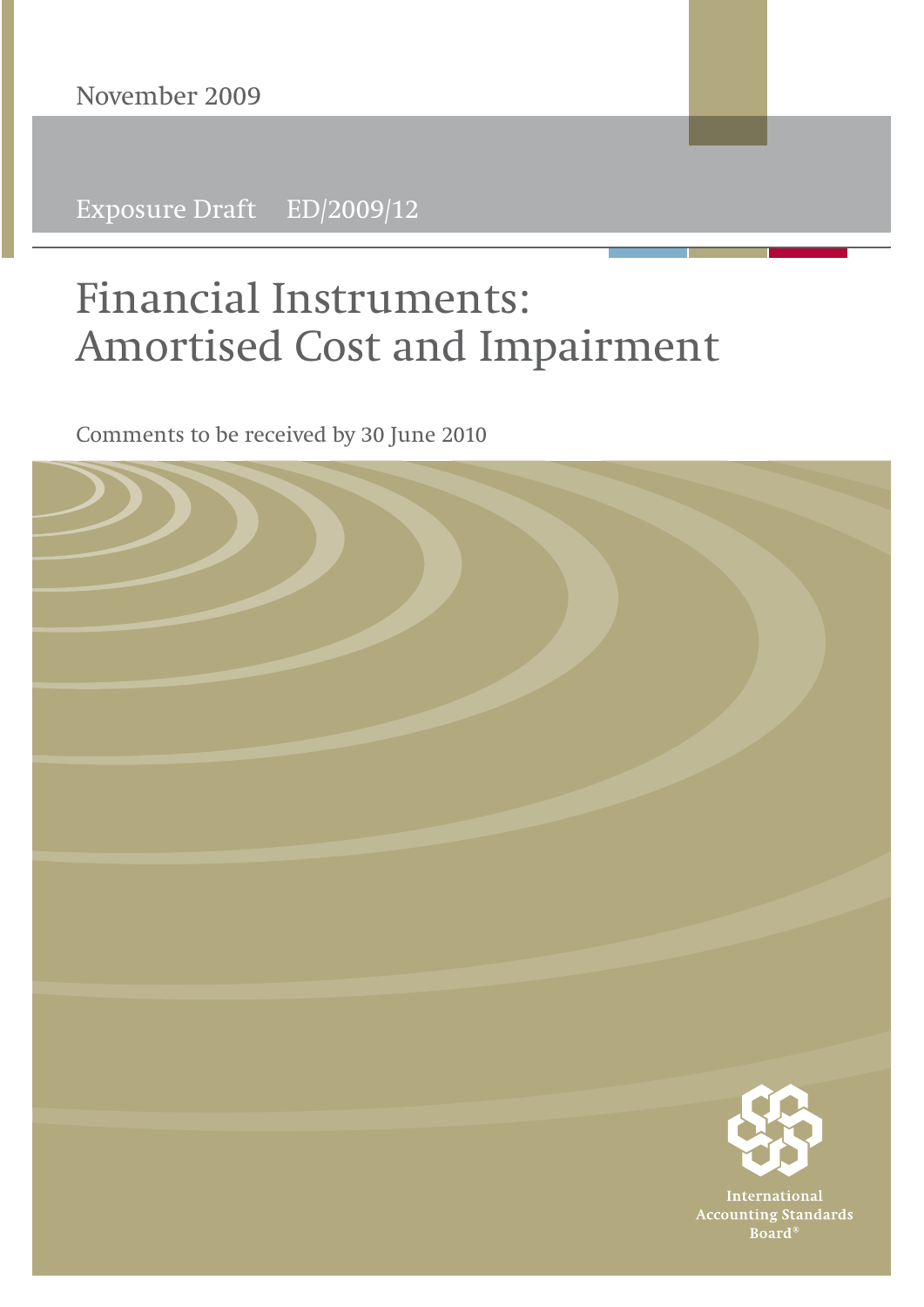November 2009

Exposure Draft ED/2009/12

# Financial Instruments: Amortised Cost and Impairment

Comments to be received by 30 June 2010

International Accounting Standards Board®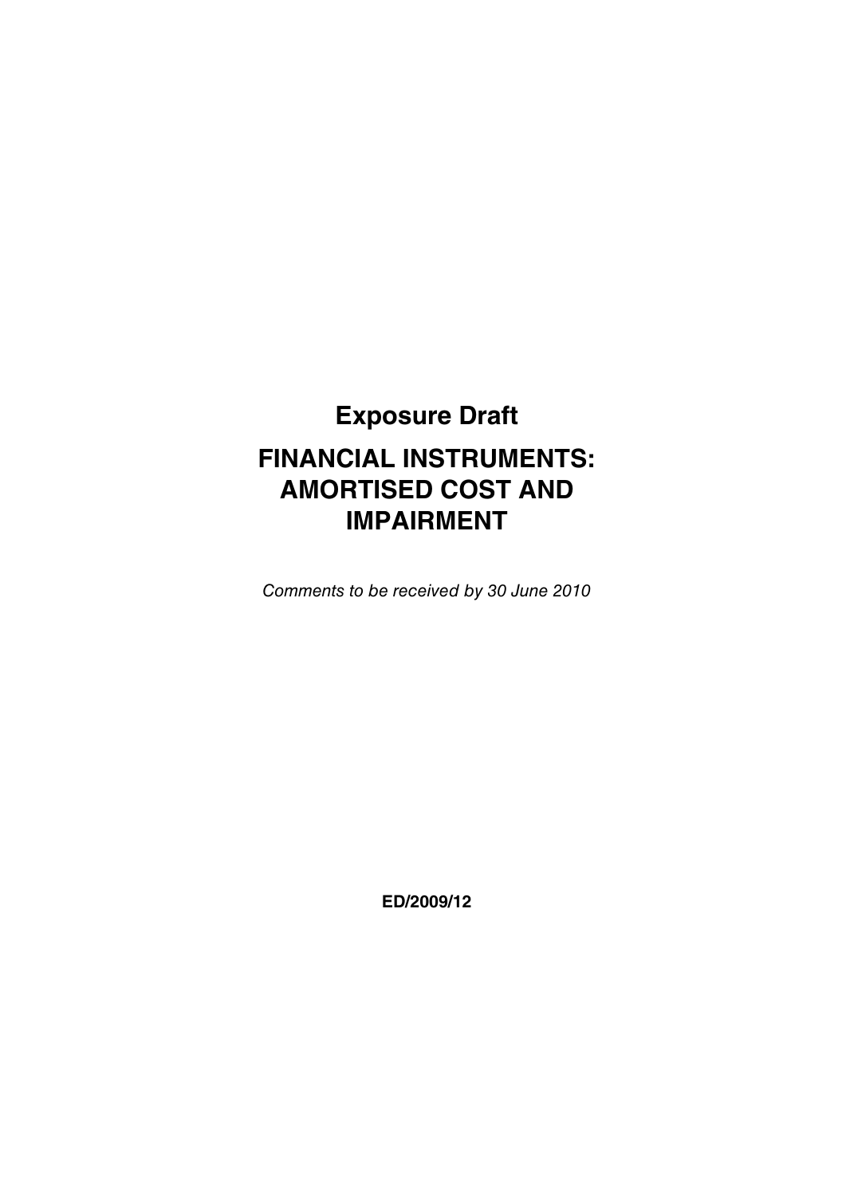# Exposure Draft

# FINANCIAL INSTRUMENTS: AMORTISED COST AND IMPAIRMENT

*Comments to be received by 30 June 2010*

**ED/2009/12**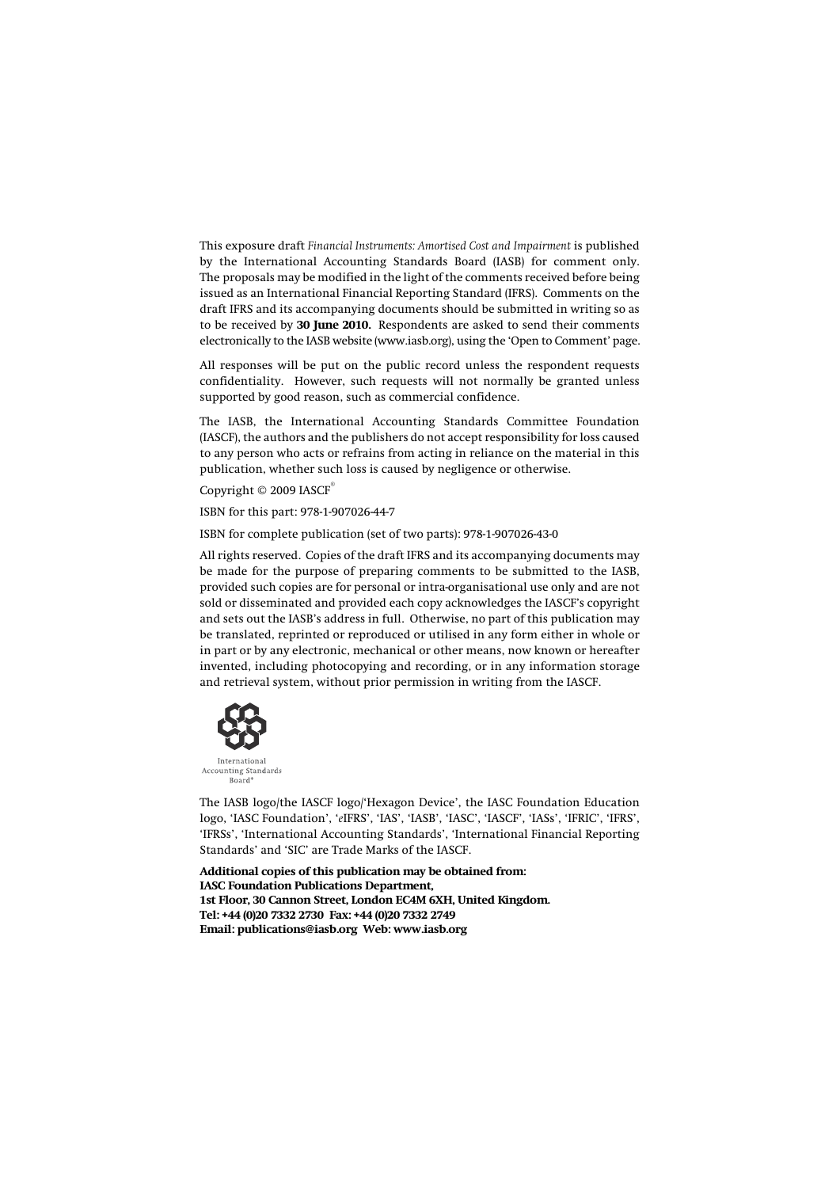This exposure draft *Financial Instruments: Amortised Cost and Impairment* is published by the International Accounting Standards Board (IASB) for comment only. The proposals may be modified in the light of the comments received before being issued as an International Financial Reporting Standard (IFRS). Comments on the draft IFRS and its accompanying documents should be submitted in writing so as to be received by **30 June 2010.** Respondents are asked to send their comments electronically to the IASB website (www.iasb.org), using the 'Open to Comment' page.

All responses will be put on the public record unless the respondent requests confidentiality. However, such requests will not normally be granted unless supported by good reason, such as commercial confidence.

The IASB, the International Accounting Standards Committee Foundation (IASCF), the authors and the publishers do not accept responsibility for loss caused to any person who acts or refrains from acting in reliance on the material in this publication, whether such loss is caused by negligence or otherwise.

Copyright © 2009 IASCF®

ISBN for this part: 978-1-907026-44-7

ISBN for complete publication (set of two parts): 978-1-907026-43-0

All rights reserved. Copies of the draft IFRS and its accompanying documents may be made for the purpose of preparing comments to be submitted to the IASB, provided such copies are for personal or intra-organisational use only and are not sold or disseminated and provided each copy acknowledges the IASCF's copyright and sets out the IASB's address in full. Otherwise, no part of this publication may be translated, reprinted or reproduced or utilised in any form either in whole or in part or by any electronic, mechanical or other means, now known or hereafter invented, including photocopying and recording, or in any information storage and retrieval system, without prior permission in writing from the IASCF.

International Accounting Standards Board®

The IASB logo/the IASCF logo/'Hexagon Device', the IASC Foundation Education logo, 'IASC Foundation', '*e*IFRS', 'IAS', 'IASB', 'IASC', 'IASCF', 'IASs', 'IFRIC', 'IFRS', 'IFRSs', 'International Accounting Standards', 'International Financial Reporting Standards' and 'SIC' are Trade Marks of the IASCF.

**Additional copies of this publication may be obtained from:**
**IASC Foundation Publications Department,**
**1st Floor, 30 Cannon Street, London EC4M 6XH, United Kingdom.**
**Tel: +44 (0)20 7332 2730 Fax: +44 (0)20 7332 2749**
**Email: publications@iasb.org Web: www.iasb.org**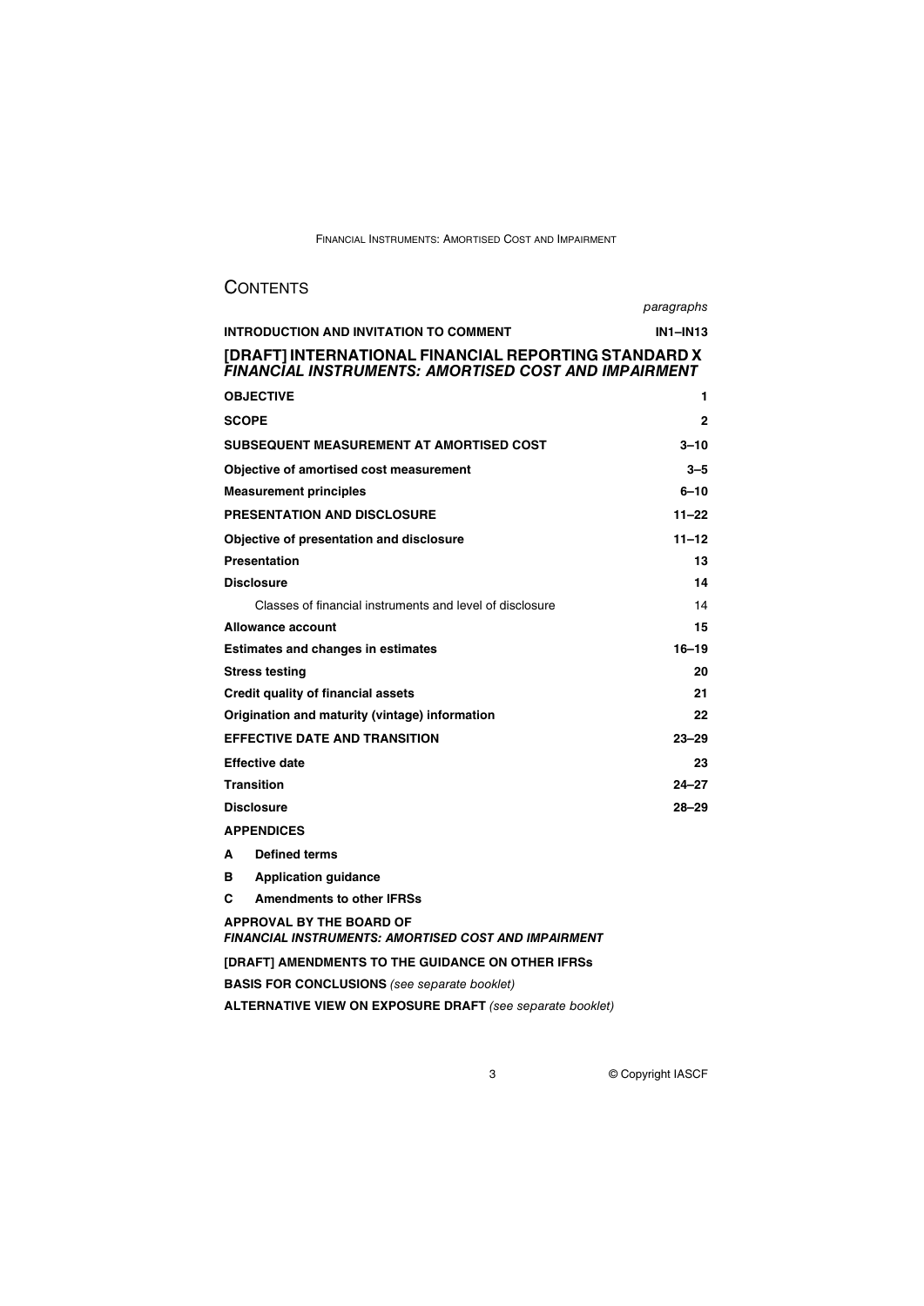# CONTENTS

| | *paragraphs* |
|---|---|
| **INTRODUCTION AND INVITATION TO COMMENT** | **IN1–IN13** |
| **[DRAFT] INTERNATIONAL FINANCIAL REPORTING STANDARD X** ***FINANCIAL INSTRUMENTS: AMORTISED COST AND IMPAIRMENT*** | |
| **OBJECTIVE** | **1** |
| **SCOPE** | **2** |
| **SUBSEQUENT MEASUREMENT AT AMORTISED COST** | **3–10** |
| **Objective of amortised cost measurement** | **3–5** |
| **Measurement principles** | **6–10** |
| **PRESENTATION AND DISCLOSURE** | **11–22** |
| **Objective of presentation and disclosure** | **11–12** |
| **Presentation** | **13** |
| **Disclosure** | **14** |
| Classes of financial instruments and level of disclosure | 14 |
| **Allowance account** | **15** |
| **Estimates and changes in estimates** | **16–19** |
| **Stress testing** | **20** |
| **Credit quality of financial assets** | **21** |
| **Origination and maturity (vintage) information** | **22** |
| **EFFECTIVE DATE AND TRANSITION** | **23–29** |
| **Effective date** | **23** |
| **Transition** | **24–27** |
| **Disclosure** | **28–29** |

**APPENDICES**

**A Defined terms**

**B Application guidance**

**C Amendments to other IFRSs**

**APPROVAL BY THE BOARD OF** ***FINANCIAL INSTRUMENTS: AMORTISED COST AND IMPAIRMENT***

**[DRAFT] AMENDMENTS TO THE GUIDANCE ON OTHER IFRSs**

**BASIS FOR CONCLUSIONS** *(see separate booklet)*

**ALTERNATIVE VIEW ON EXPOSURE DRAFT** *(see separate booklet)*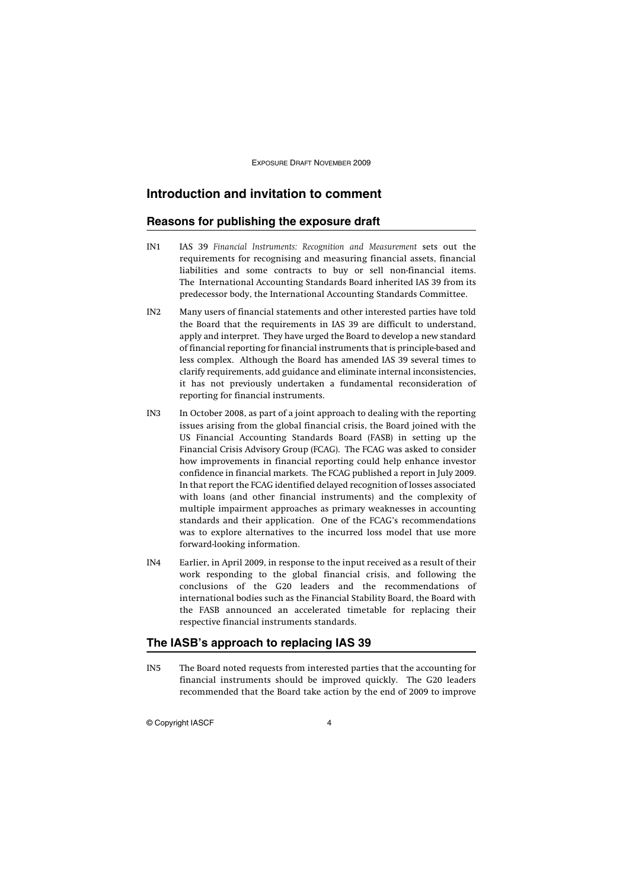## Introduction and invitation to comment

### Reasons for publishing the exposure draft

IN1 IAS 39 *Financial Instruments: Recognition and Measurement* sets out the requirements for recognising and measuring financial assets, financial liabilities and some contracts to buy or sell non-financial items. The International Accounting Standards Board inherited IAS 39 from its predecessor body, the International Accounting Standards Committee.

IN2 Many users of financial statements and other interested parties have told the Board that the requirements in IAS 39 are difficult to understand, apply and interpret. They have urged the Board to develop a new standard of financial reporting for financial instruments that is principle-based and less complex. Although the Board has amended IAS 39 several times to clarify requirements, add guidance and eliminate internal inconsistencies, it has not previously undertaken a fundamental reconsideration of reporting for financial instruments.

IN3 In October 2008, as part of a joint approach to dealing with the reporting issues arising from the global financial crisis, the Board joined with the US Financial Accounting Standards Board (FASB) in setting up the Financial Crisis Advisory Group (FCAG). The FCAG was asked to consider how improvements in financial reporting could help enhance investor confidence in financial markets. The FCAG published a report in July 2009. In that report the FCAG identified delayed recognition of losses associated with loans (and other financial instruments) and the complexity of multiple impairment approaches as primary weaknesses in accounting standards and their application. One of the FCAG's recommendations was to explore alternatives to the incurred loss model that use more forward-looking information.

IN4 Earlier, in April 2009, in response to the input received as a result of their work responding to the global financial crisis, and following the conclusions of the G20 leaders and the recommendations of international bodies such as the Financial Stability Board, the Board with the FASB announced an accelerated timetable for replacing their respective financial instruments standards.

### The IASB's approach to replacing IAS 39

IN5 The Board noted requests from interested parties that the accounting for financial instruments should be improved quickly. The G20 leaders recommended that the Board take action by the end of 2009 to improve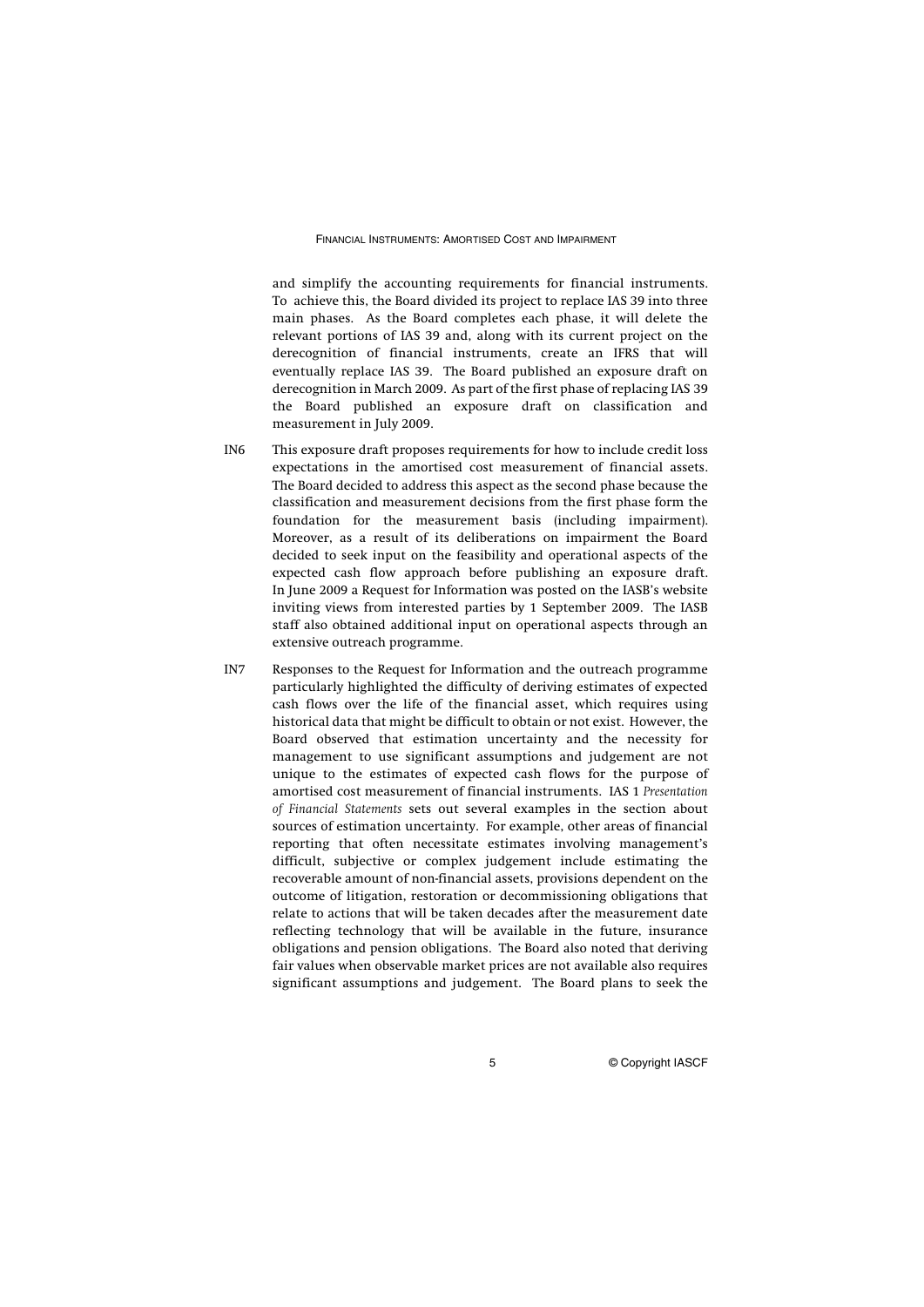and simplify the accounting requirements for financial instruments. To achieve this, the Board divided its project to replace IAS 39 into three main phases. As the Board completes each phase, it will delete the relevant portions of IAS 39 and, along with its current project on the derecognition of financial instruments, create an IFRS that will eventually replace IAS 39. The Board published an exposure draft on derecognition in March 2009. As part of the first phase of replacing IAS 39 the Board published an exposure draft on classification and measurement in July 2009.

IN6 This exposure draft proposes requirements for how to include credit loss expectations in the amortised cost measurement of financial assets. The Board decided to address this aspect as the second phase because the classification and measurement decisions from the first phase form the foundation for the measurement basis (including impairment). Moreover, as a result of its deliberations on impairment the Board decided to seek input on the feasibility and operational aspects of the expected cash flow approach before publishing an exposure draft. In June 2009 a Request for Information was posted on the IASB's website inviting views from interested parties by 1 September 2009. The IASB staff also obtained additional input on operational aspects through an extensive outreach programme.

IN7 Responses to the Request for Information and the outreach programme particularly highlighted the difficulty of deriving estimates of expected cash flows over the life of the financial asset, which requires using historical data that might be difficult to obtain or not exist. However, the Board observed that estimation uncertainty and the necessity for management to use significant assumptions and judgement are not unique to the estimates of expected cash flows for the purpose of amortised cost measurement of financial instruments. IAS 1 *Presentation of Financial Statements* sets out several examples in the section about sources of estimation uncertainty. For example, other areas of financial reporting that often necessitate estimates involving management's difficult, subjective or complex judgement include estimating the recoverable amount of non-financial assets, provisions dependent on the outcome of litigation, restoration or decommissioning obligations that relate to actions that will be taken decades after the measurement date reflecting technology that will be available in the future, insurance obligations and pension obligations. The Board also noted that deriving fair values when observable market prices are not available also requires significant assumptions and judgement. The Board plans to seek the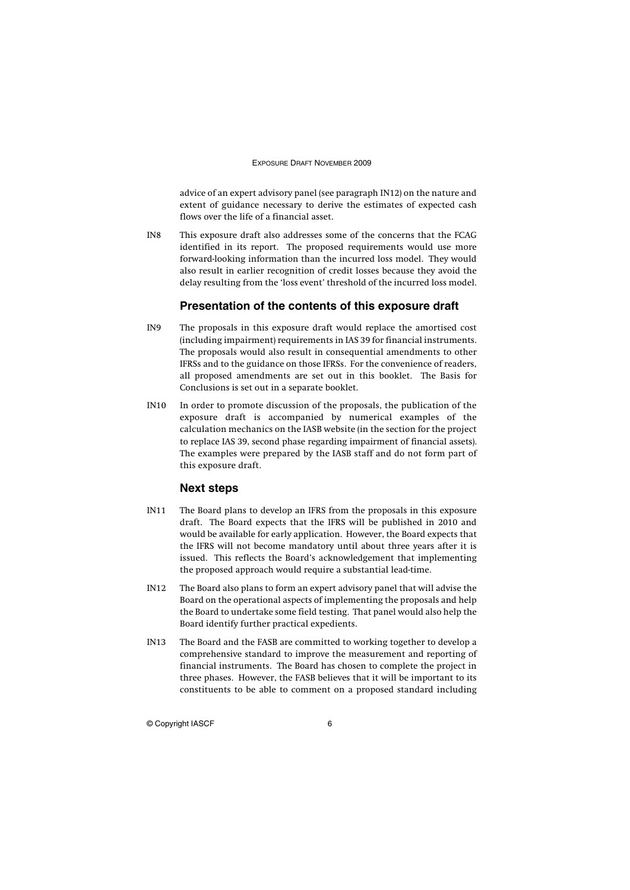advice of an expert advisory panel (see paragraph IN12) on the nature and extent of guidance necessary to derive the estimates of expected cash flows over the life of a financial asset.

IN8 This exposure draft also addresses some of the concerns that the FCAG identified in its report. The proposed requirements would use more forward-looking information than the incurred loss model. They would also result in earlier recognition of credit losses because they avoid the delay resulting from the 'loss event' threshold of the incurred loss model.

## Presentation of the contents of this exposure draft

IN9 The proposals in this exposure draft would replace the amortised cost (including impairment) requirements in IAS 39 for financial instruments. The proposals would also result in consequential amendments to other IFRSs and to the guidance on those IFRSs. For the convenience of readers, all proposed amendments are set out in this booklet. The Basis for Conclusions is set out in a separate booklet.

IN10 In order to promote discussion of the proposals, the publication of the exposure draft is accompanied by numerical examples of the calculation mechanics on the IASB website (in the section for the project to replace IAS 39, second phase regarding impairment of financial assets). The examples were prepared by the IASB staff and do not form part of this exposure draft.

## Next steps

IN11 The Board plans to develop an IFRS from the proposals in this exposure draft. The Board expects that the IFRS will be published in 2010 and would be available for early application. However, the Board expects that the IFRS will not become mandatory until about three years after it is issued. This reflects the Board's acknowledgement that implementing the proposed approach would require a substantial lead-time.

IN12 The Board also plans to form an expert advisory panel that will advise the Board on the operational aspects of implementing the proposals and help the Board to undertake some field testing. That panel would also help the Board identify further practical expedients.

IN13 The Board and the FASB are committed to working together to develop a comprehensive standard to improve the measurement and reporting of financial instruments. The Board has chosen to complete the project in three phases. However, the FASB believes that it will be important to its constituents to be able to comment on a proposed standard including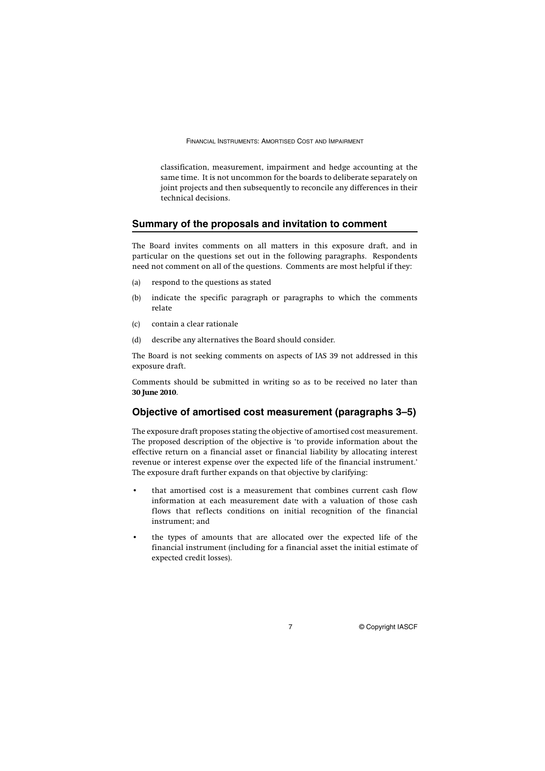classification, measurement, impairment and hedge accounting at the same time. It is not uncommon for the boards to deliberate separately on joint projects and then subsequently to reconcile any differences in their technical decisions.

## Summary of the proposals and invitation to comment

The Board invites comments on all matters in this exposure draft, and in particular on the questions set out in the following paragraphs. Respondents need not comment on all of the questions. Comments are most helpful if they:

(a) respond to the questions as stated

(b) indicate the specific paragraph or paragraphs to which the comments relate

(c) contain a clear rationale

(d) describe any alternatives the Board should consider.

The Board is not seeking comments on aspects of IAS 39 not addressed in this exposure draft.

Comments should be submitted in writing so as to be received no later than **30 June 2010**.

## Objective of amortised cost measurement (paragraphs 3–5)

The exposure draft proposes stating the objective of amortised cost measurement. The proposed description of the objective is 'to provide information about the effective return on a financial asset or financial liability by allocating interest revenue or interest expense over the expected life of the financial instrument.' The exposure draft further expands on that objective by clarifying:

- that amortised cost is a measurement that combines current cash flow information at each measurement date with a valuation of those cash flows that reflects conditions on initial recognition of the financial instrument; and
- the types of amounts that are allocated over the expected life of the financial instrument (including for a financial asset the initial estimate of expected credit losses).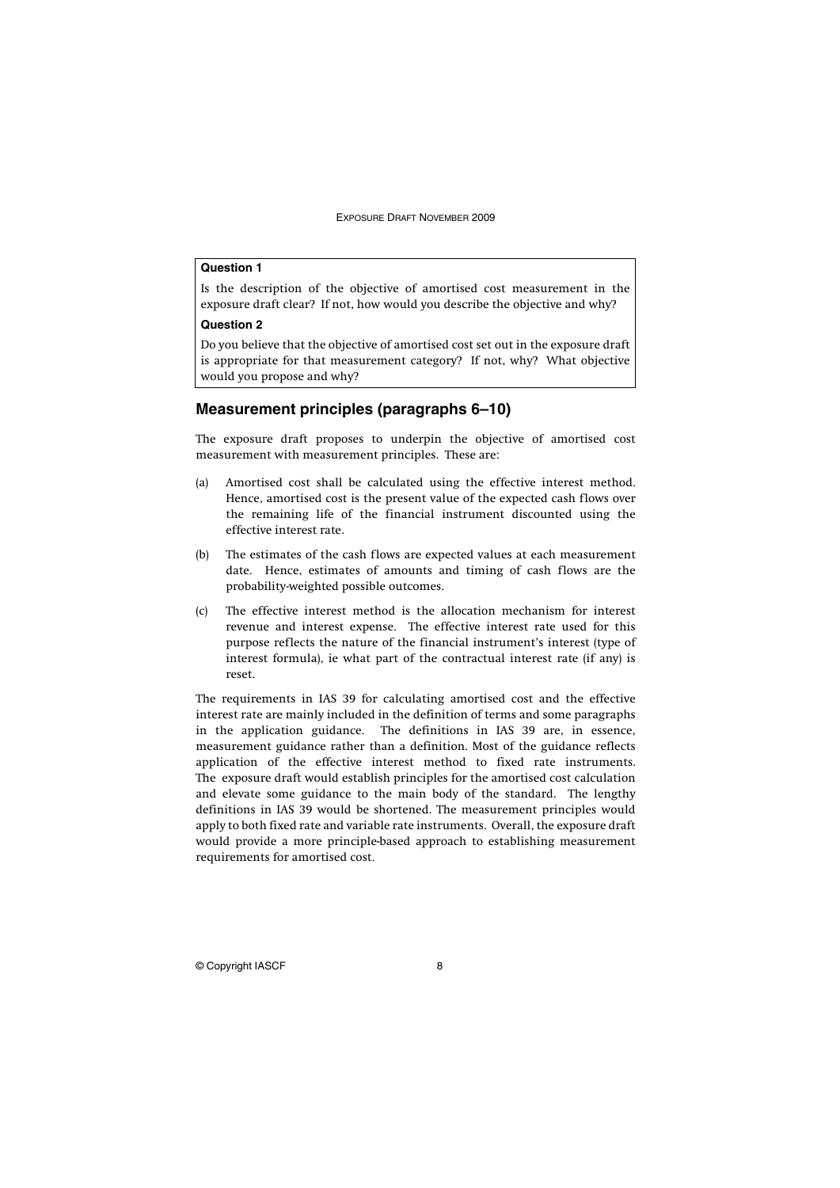**Question 1**

Is the description of the objective of amortised cost measurement in the exposure draft clear? If not, how would you describe the objective and why?

**Question 2**

Do you believe that the objective of amortised cost set out in the exposure draft is appropriate for that measurement category? If not, why? What objective would you propose and why?

## Measurement principles (paragraphs 6–10)

The exposure draft proposes to underpin the objective of amortised cost measurement with measurement principles. These are:

(a) Amortised cost shall be calculated using the effective interest method. Hence, amortised cost is the present value of the expected cash flows over the remaining life of the financial instrument discounted using the effective interest rate.

(b) The estimates of the cash flows are expected values at each measurement date. Hence, estimates of amounts and timing of cash flows are the probability-weighted possible outcomes.

(c) The effective interest method is the allocation mechanism for interest revenue and interest expense. The effective interest rate used for this purpose reflects the nature of the financial instrument's interest (type of interest formula), ie what part of the contractual interest rate (if any) is reset.

The requirements in IAS 39 for calculating amortised cost and the effective interest rate are mainly included in the definition of terms and some paragraphs in the application guidance. The definitions in IAS 39 are, in essence, measurement guidance rather than a definition. Most of the guidance reflects application of the effective interest method to fixed rate instruments. The exposure draft would establish principles for the amortised cost calculation and elevate some guidance to the main body of the standard. The lengthy definitions in IAS 39 would be shortened. The measurement principles would apply to both fixed rate and variable rate instruments. Overall, the exposure draft would provide a more principle-based approach to establishing measurement requirements for amortised cost.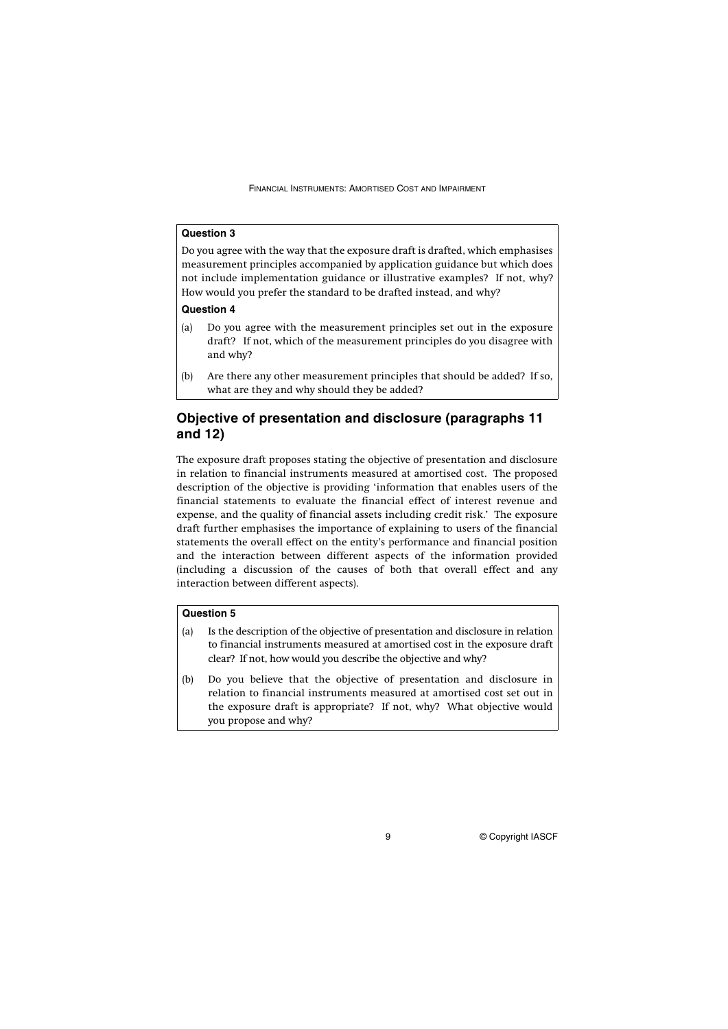**Question 3**

Do you agree with the way that the exposure draft is drafted, which emphasises measurement principles accompanied by application guidance but which does not include implementation guidance or illustrative examples? If not, why? How would you prefer the standard to be drafted instead, and why?

**Question 4**

(a) Do you agree with the measurement principles set out in the exposure draft? If not, which of the measurement principles do you disagree with and why?

(b) Are there any other measurement principles that should be added? If so, what are they and why should they be added?

## Objective of presentation and disclosure (paragraphs 11 and 12)

The exposure draft proposes stating the objective of presentation and disclosure in relation to financial instruments measured at amortised cost. The proposed description of the objective is providing 'information that enables users of the financial statements to evaluate the financial effect of interest revenue and expense, and the quality of financial assets including credit risk.' The exposure draft further emphasises the importance of explaining to users of the financial statements the overall effect on the entity's performance and financial position and the interaction between different aspects of the information provided (including a discussion of the causes of both that overall effect and any interaction between different aspects).

**Question 5**

(a) Is the description of the objective of presentation and disclosure in relation to financial instruments measured at amortised cost in the exposure draft clear? If not, how would you describe the objective and why?

(b) Do you believe that the objective of presentation and disclosure in relation to financial instruments measured at amortised cost set out in the exposure draft is appropriate? If not, why? What objective would you propose and why?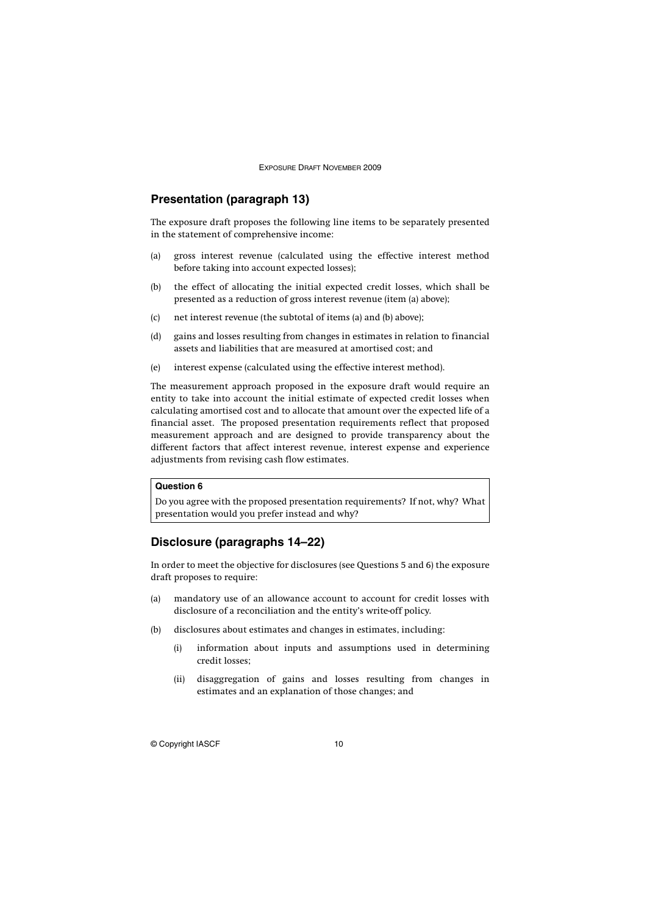## Presentation (paragraph 13)

The exposure draft proposes the following line items to be separately presented in the statement of comprehensive income:

(a) gross interest revenue (calculated using the effective interest method before taking into account expected losses);

(b) the effect of allocating the initial expected credit losses, which shall be presented as a reduction of gross interest revenue (item (a) above);

(c) net interest revenue (the subtotal of items (a) and (b) above);

(d) gains and losses resulting from changes in estimates in relation to financial assets and liabilities that are measured at amortised cost; and

(e) interest expense (calculated using the effective interest method).

The measurement approach proposed in the exposure draft would require an entity to take into account the initial estimate of expected credit losses when calculating amortised cost and to allocate that amount over the expected life of a financial asset. The proposed presentation requirements reflect that proposed measurement approach and are designed to provide transparency about the different factors that affect interest revenue, interest expense and experience adjustments from revising cash flow estimates.

**Question 6**

Do you agree with the proposed presentation requirements? If not, why? What presentation would you prefer instead and why?

## Disclosure (paragraphs 14–22)

In order to meet the objective for disclosures (see Questions 5 and 6) the exposure draft proposes to require:

(a) mandatory use of an allowance account to account for credit losses with disclosure of a reconciliation and the entity's write-off policy.

(b) disclosures about estimates and changes in estimates, including:

   (i) information about inputs and assumptions used in determining credit losses;

   (ii) disaggregation of gains and losses resulting from changes in estimates and an explanation of those changes; and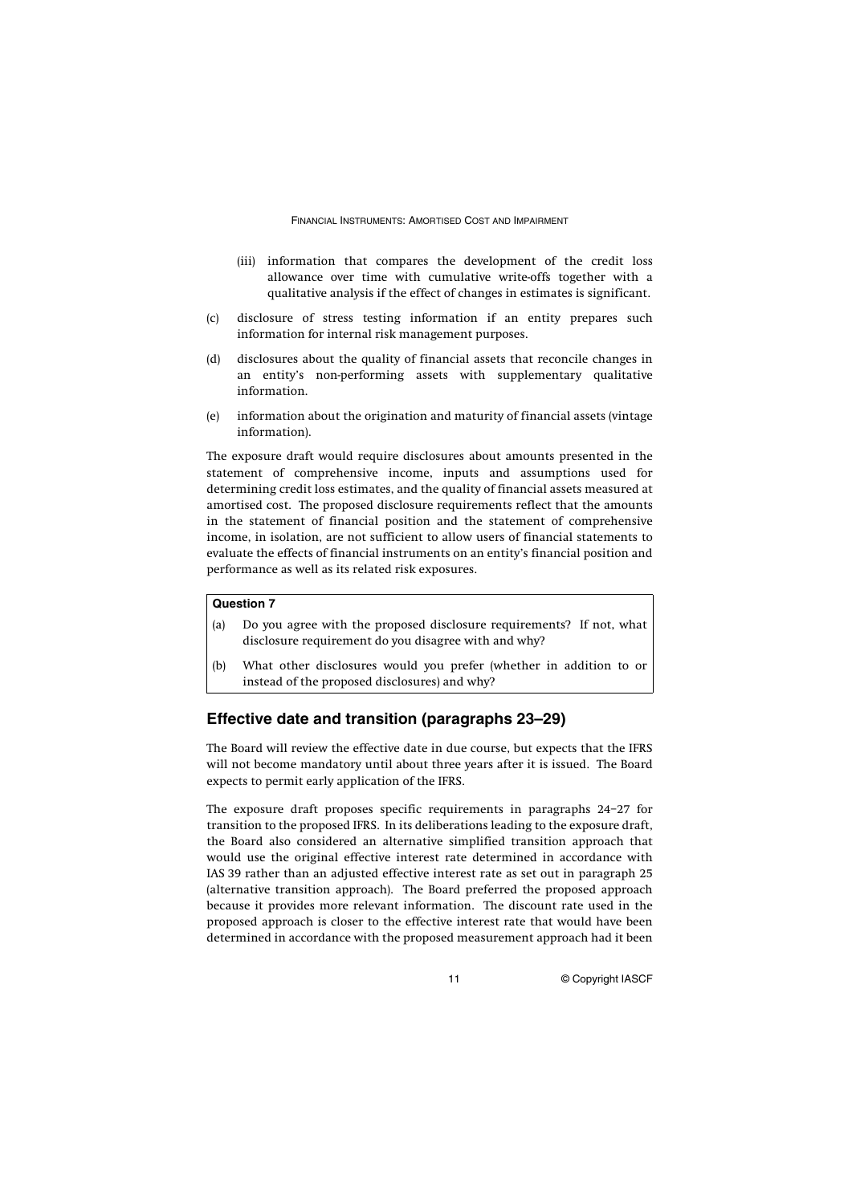(iii) information that compares the development of the credit loss allowance over time with cumulative write-offs together with a qualitative analysis if the effect of changes in estimates is significant.

(c) disclosure of stress testing information if an entity prepares such information for internal risk management purposes.

(d) disclosures about the quality of financial assets that reconcile changes in an entity's non-performing assets with supplementary qualitative information.

(e) information about the origination and maturity of financial assets (vintage information).

The exposure draft would require disclosures about amounts presented in the statement of comprehensive income, inputs and assumptions used for determining credit loss estimates, and the quality of financial assets measured at amortised cost. The proposed disclosure requirements reflect that the amounts in the statement of financial position and the statement of comprehensive income, in isolation, are not sufficient to allow users of financial statements to evaluate the effects of financial instruments on an entity's financial position and performance as well as its related risk exposures.

**Question 7**

(a) Do you agree with the proposed disclosure requirements? If not, what disclosure requirement do you disagree with and why?

(b) What other disclosures would you prefer (whether in addition to or instead of the proposed disclosures) and why?

## Effective date and transition (paragraphs 23–29)

The Board will review the effective date in due course, but expects that the IFRS will not become mandatory until about three years after it is issued. The Board expects to permit early application of the IFRS.

The exposure draft proposes specific requirements in paragraphs 24–27 for transition to the proposed IFRS. In its deliberations leading to the exposure draft, the Board also considered an alternative simplified transition approach that would use the original effective interest rate determined in accordance with IAS 39 rather than an adjusted effective interest rate as set out in paragraph 25 (alternative transition approach). The Board preferred the proposed approach because it provides more relevant information. The discount rate used in the proposed approach is closer to the effective interest rate that would have been determined in accordance with the proposed measurement approach had it been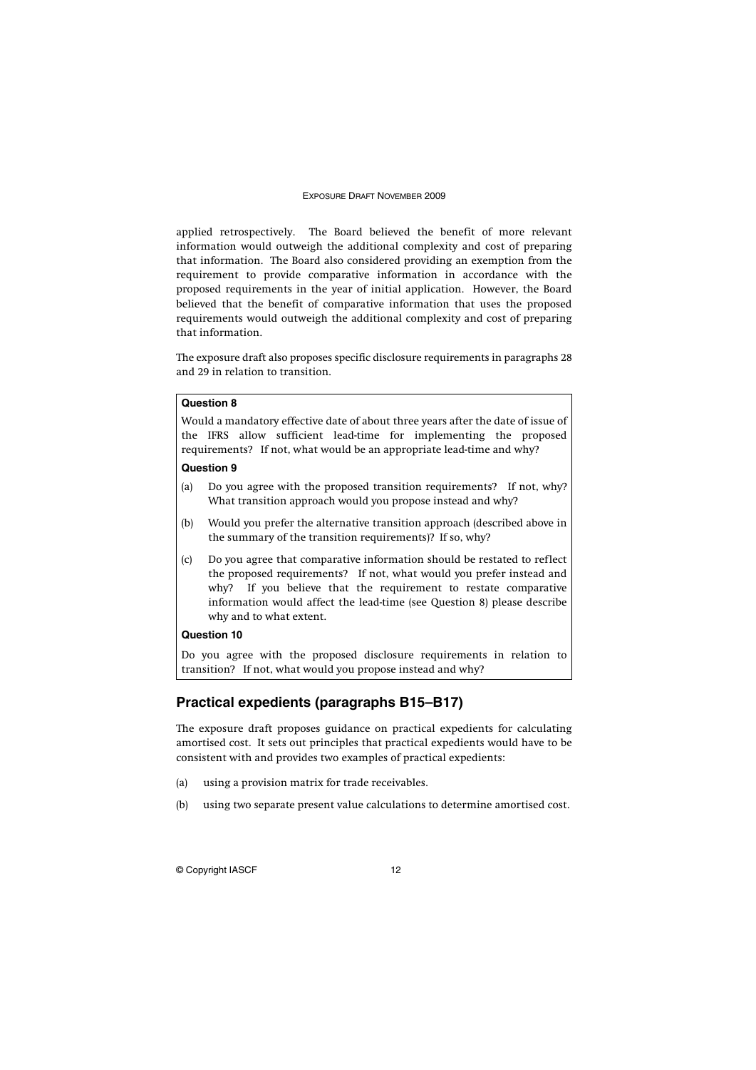applied retrospectively. The Board believed the benefit of more relevant information would outweigh the additional complexity and cost of preparing that information. The Board also considered providing an exemption from the requirement to provide comparative information in accordance with the proposed requirements in the year of initial application. However, the Board believed that the benefit of comparative information that uses the proposed requirements would outweigh the additional complexity and cost of preparing that information.

The exposure draft also proposes specific disclosure requirements in paragraphs 28 and 29 in relation to transition.

> **Question 8**
>
> Would a mandatory effective date of about three years after the date of issue of the IFRS allow sufficient lead-time for implementing the proposed requirements? If not, what would be an appropriate lead-time and why?
>
> **Question 9**
>
> (a) Do you agree with the proposed transition requirements? If not, why? What transition approach would you propose instead and why?
>
> (b) Would you prefer the alternative transition approach (described above in the summary of the transition requirements)? If so, why?
>
> (c) Do you agree that comparative information should be restated to reflect the proposed requirements? If not, what would you prefer instead and why? If you believe that the requirement to restate comparative information would affect the lead-time (see Question 8) please describe why and to what extent.
>
> **Question 10**
>
> Do you agree with the proposed disclosure requirements in relation to transition? If not, what would you propose instead and why?

## Practical expedients (paragraphs B15–B17)

The exposure draft proposes guidance on practical expedients for calculating amortised cost. It sets out principles that practical expedients would have to be consistent with and provides two examples of practical expedients:

(a) using a provision matrix for trade receivables.

(b) using two separate present value calculations to determine amortised cost.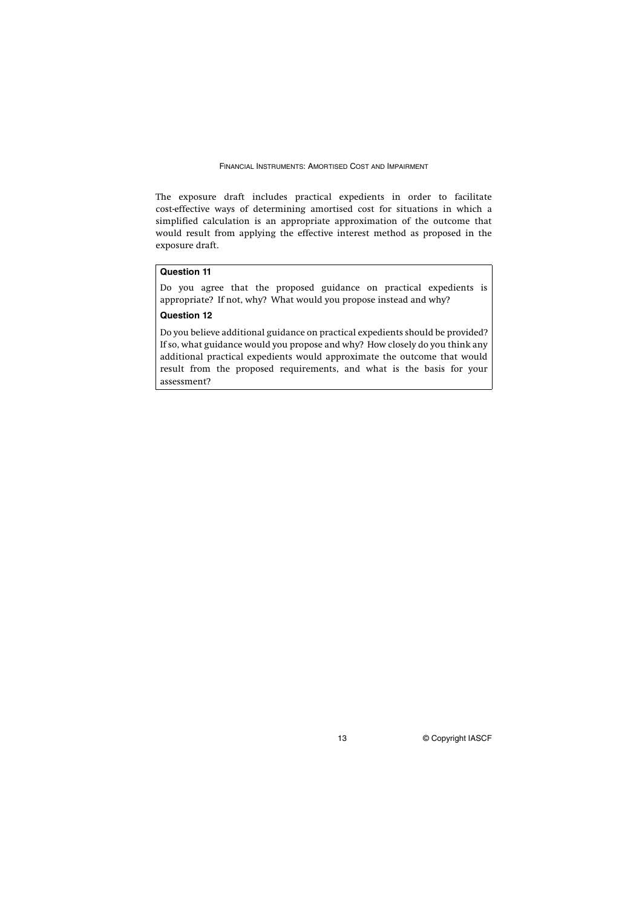The exposure draft includes practical expedients in order to facilitate cost-effective ways of determining amortised cost for situations in which a simplified calculation is an appropriate approximation of the outcome that would result from applying the effective interest method as proposed in the exposure draft.

**Question 11**

Do you agree that the proposed guidance on practical expedients is appropriate? If not, why? What would you propose instead and why?

**Question 12**

Do you believe additional guidance on practical expedients should be provided? If so, what guidance would you propose and why? How closely do you think any additional practical expedients would approximate the outcome that would result from the proposed requirements, and what is the basis for your assessment?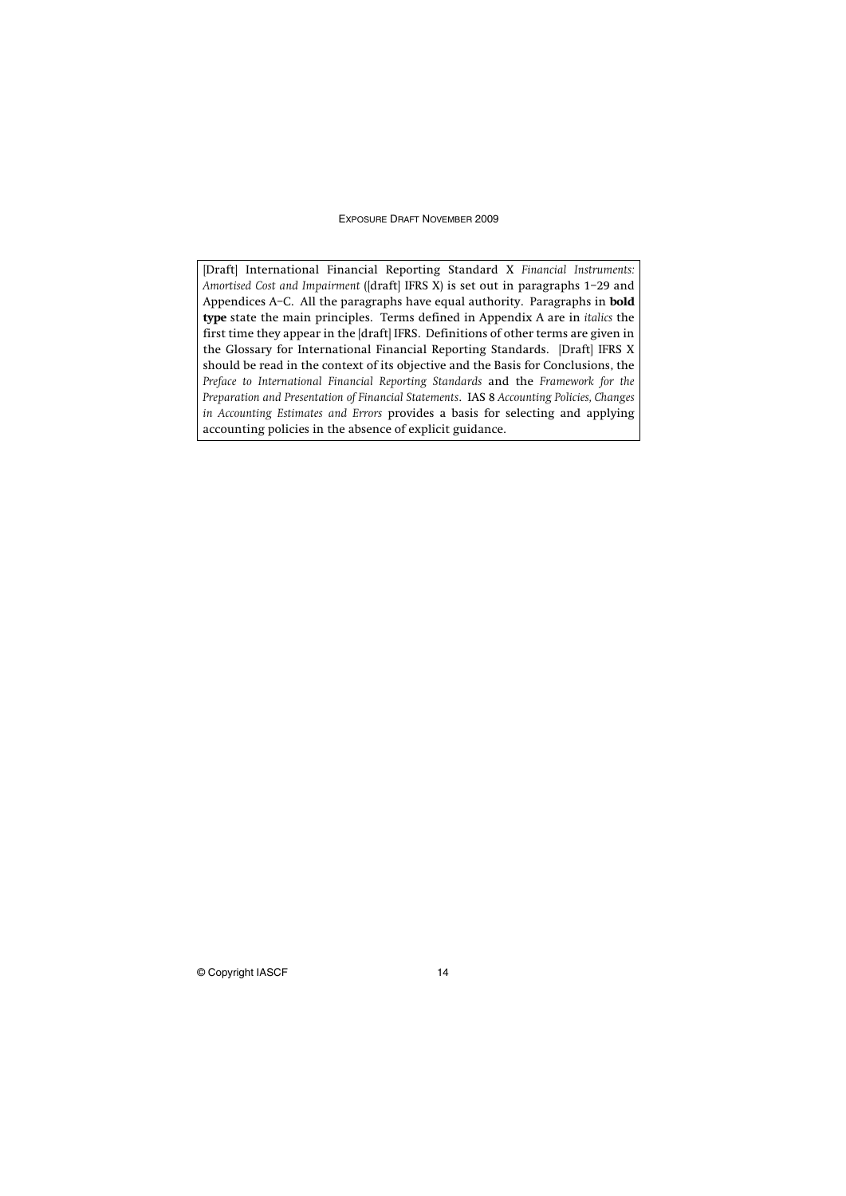[Draft] International Financial Reporting Standard X *Financial Instruments: Amortised Cost and Impairment* ([draft] IFRS X) is set out in paragraphs 1–29 and Appendices A–C. All the paragraphs have equal authority. Paragraphs in **bold type** state the main principles. Terms defined in Appendix A are in *italics* the first time they appear in the [draft] IFRS. Definitions of other terms are given in the Glossary for International Financial Reporting Standards. [Draft] IFRS X should be read in the context of its objective and the Basis for Conclusions, the *Preface to International Financial Reporting Standards* and the *Framework for the Preparation and Presentation of Financial Statements*. IAS 8 *Accounting Policies, Changes in Accounting Estimates and Errors* provides a basis for selecting and applying accounting policies in the absence of explicit guidance.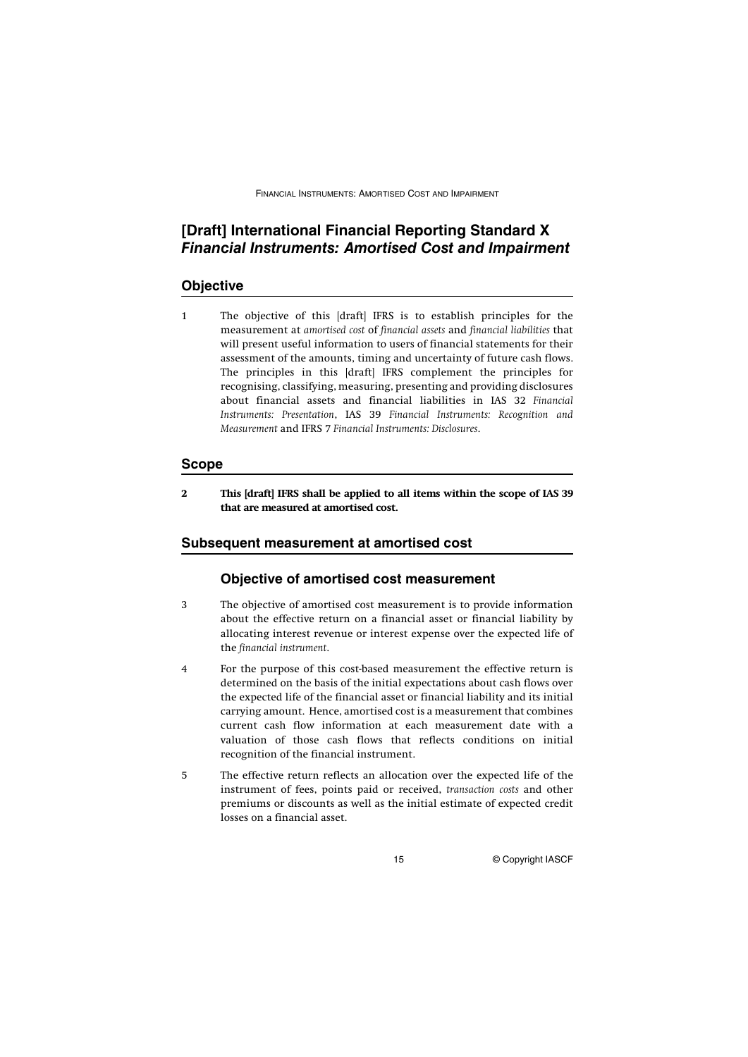# [Draft] International Financial Reporting Standard X *Financial Instruments: Amortised Cost and Impairment*

## Objective

1 The objective of this [draft] IFRS is to establish principles for the measurement at *amortised cost* of *financial assets* and *financial liabilities* that will present useful information to users of financial statements for their assessment of the amounts, timing and uncertainty of future cash flows. The principles in this [draft] IFRS complement the principles for recognising, classifying, measuring, presenting and providing disclosures about financial assets and financial liabilities in IAS 32 *Financial Instruments: Presentation*, IAS 39 *Financial Instruments: Recognition and Measurement* and IFRS 7 *Financial Instruments: Disclosures*.

## Scope

**2 This [draft] IFRS shall be applied to all items within the scope of IAS 39 that are measured at amortised cost.**

## Subsequent measurement at amortised cost

### Objective of amortised cost measurement

3 The objective of amortised cost measurement is to provide information about the effective return on a financial asset or financial liability by allocating interest revenue or interest expense over the expected life of the *financial instrument*.

4 For the purpose of this cost-based measurement the effective return is determined on the basis of the initial expectations about cash flows over the expected life of the financial asset or financial liability and its initial carrying amount. Hence, amortised cost is a measurement that combines current cash flow information at each measurement date with a valuation of those cash flows that reflects conditions on initial recognition of the financial instrument.

5 The effective return reflects an allocation over the expected life of the instrument of fees, points paid or received, *transaction costs* and other premiums or discounts as well as the initial estimate of expected credit losses on a financial asset.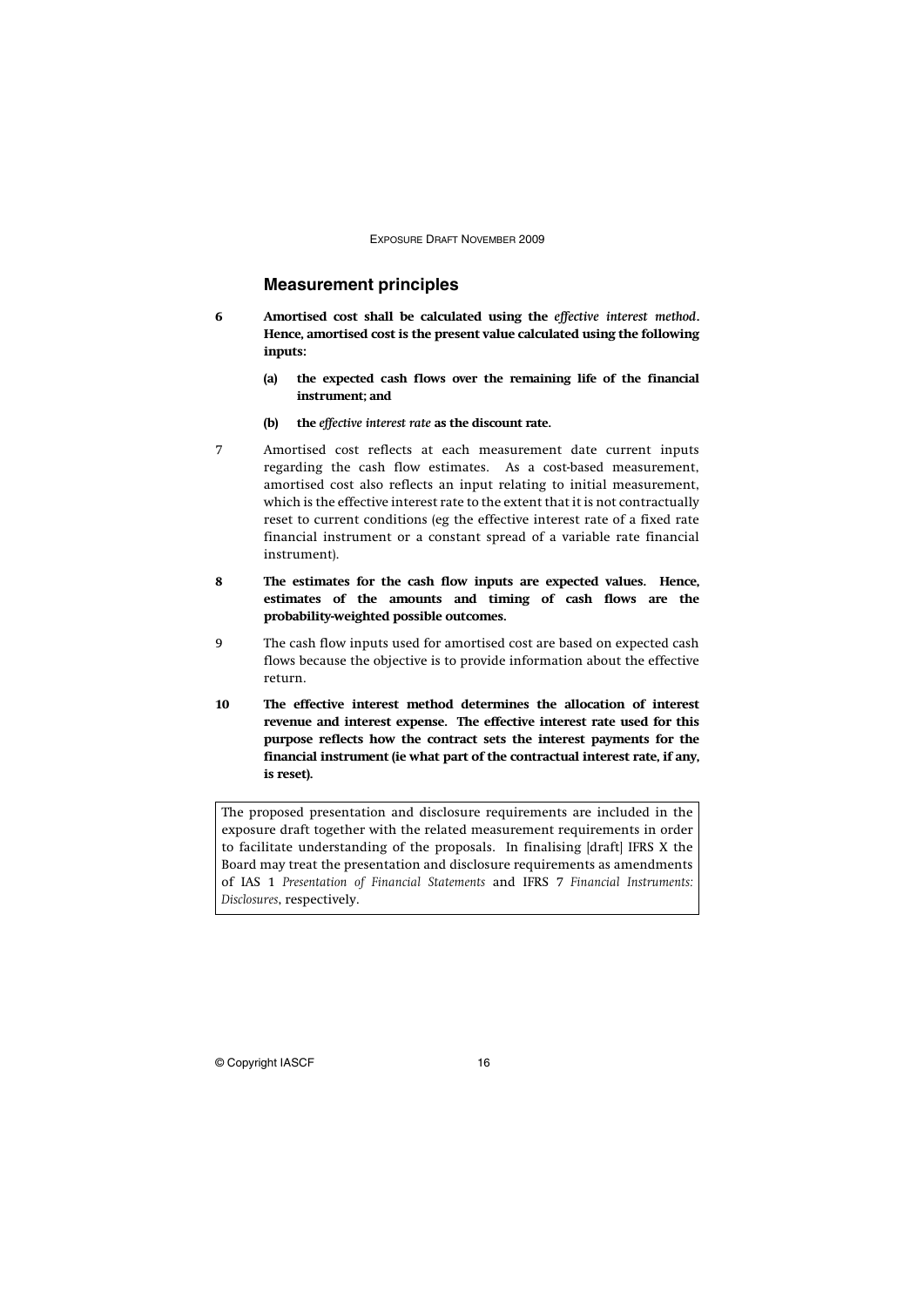## Measurement principles

**6** **Amortised cost shall be calculated using the *effective interest method*. Hence, amortised cost is the present value calculated using the following inputs:**

**(a)** **the expected cash flows over the remaining life of the financial instrument; and**

**(b)** **the *effective interest rate* as the discount rate.**

7 Amortised cost reflects at each measurement date current inputs regarding the cash flow estimates. As a cost-based measurement, amortised cost also reflects an input relating to initial measurement, which is the effective interest rate to the extent that it is not contractually reset to current conditions (eg the effective interest rate of a fixed rate financial instrument or a constant spread of a variable rate financial instrument).

**8** **The estimates for the cash flow inputs are expected values. Hence, estimates of the amounts and timing of cash flows are the probability-weighted possible outcomes.**

9 The cash flow inputs used for amortised cost are based on expected cash flows because the objective is to provide information about the effective return.

**10** **The effective interest method determines the allocation of interest revenue and interest expense. The effective interest rate used for this purpose reflects how the contract sets the interest payments for the financial instrument (ie what part of the contractual interest rate, if any, is reset).**

> The proposed presentation and disclosure requirements are included in the exposure draft together with the related measurement requirements in order to facilitate understanding of the proposals. In finalising [draft] IFRS X the Board may treat the presentation and disclosure requirements as amendments of IAS 1 *Presentation of Financial Statements* and IFRS 7 *Financial Instruments: Disclosures*, respectively.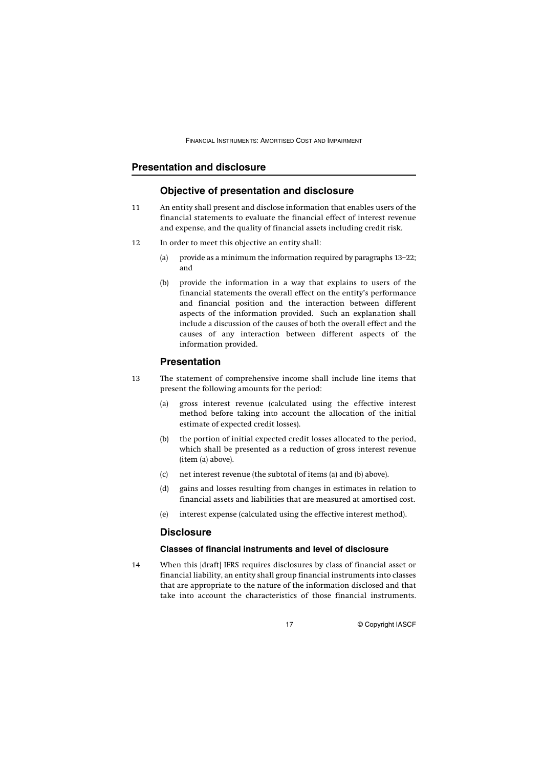## Presentation and disclosure

### Objective of presentation and disclosure

11 An entity shall present and disclose information that enables users of the financial statements to evaluate the financial effect of interest revenue and expense, and the quality of financial assets including credit risk.

12 In order to meet this objective an entity shall:

(a) provide as a minimum the information required by paragraphs 13–22; and

(b) provide the information in a way that explains to users of the financial statements the overall effect on the entity's performance and financial position and the interaction between different aspects of the information provided. Such an explanation shall include a discussion of the causes of both the overall effect and the causes of any interaction between different aspects of the information provided.

### Presentation

13 The statement of comprehensive income shall include line items that present the following amounts for the period:

(a) gross interest revenue (calculated using the effective interest method before taking into account the allocation of the initial estimate of expected credit losses).

(b) the portion of initial expected credit losses allocated to the period, which shall be presented as a reduction of gross interest revenue (item (a) above).

(c) net interest revenue (the subtotal of items (a) and (b) above).

(d) gains and losses resulting from changes in estimates in relation to financial assets and liabilities that are measured at amortised cost.

(e) interest expense (calculated using the effective interest method).

### Disclosure

#### Classes of financial instruments and level of disclosure

14 When this [draft] IFRS requires disclosures by class of financial asset or financial liability, an entity shall group financial instruments into classes that are appropriate to the nature of the information disclosed and that take into account the characteristics of those financial instruments.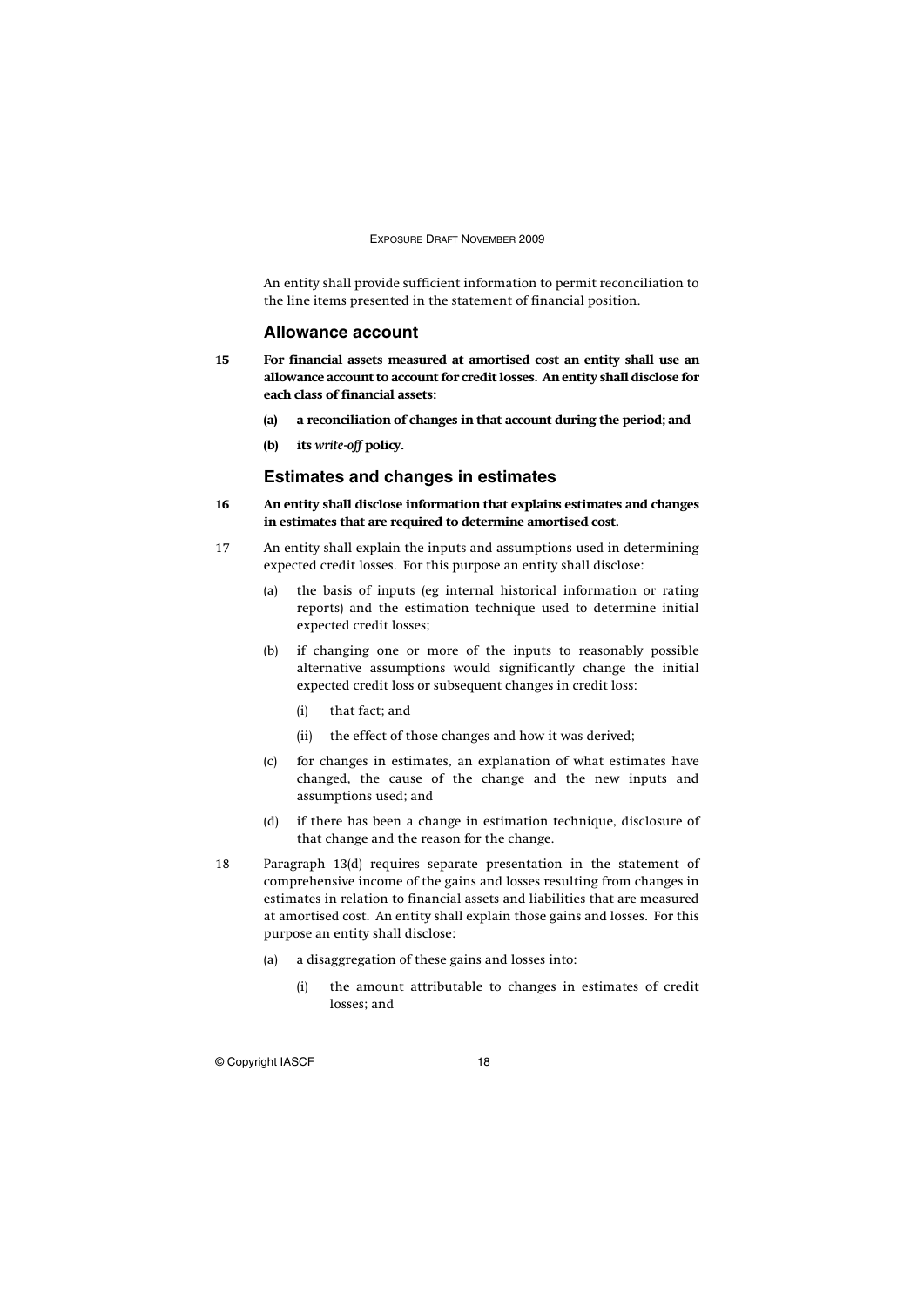An entity shall provide sufficient information to permit reconciliation to the line items presented in the statement of financial position.

## Allowance account

15 **For financial assets measured at amortised cost an entity shall use an allowance account to account for credit losses. An entity shall disclose for each class of financial assets:**

- **(a) a reconciliation of changes in that account during the period; and**
- **(b) its *write-off* policy.**

## Estimates and changes in estimates

16 **An entity shall disclose information that explains estimates and changes in estimates that are required to determine amortised cost.**

17 An entity shall explain the inputs and assumptions used in determining expected credit losses. For this purpose an entity shall disclose:

- (a) the basis of inputs (eg internal historical information or rating reports) and the estimation technique used to determine initial expected credit losses;
- (b) if changing one or more of the inputs to reasonably possible alternative assumptions would significantly change the initial expected credit loss or subsequent changes in credit loss:
  - (i) that fact; and
  - (ii) the effect of those changes and how it was derived;
- (c) for changes in estimates, an explanation of what estimates have changed, the cause of the change and the new inputs and assumptions used; and
- (d) if there has been a change in estimation technique, disclosure of that change and the reason for the change.

18 Paragraph 13(d) requires separate presentation in the statement of comprehensive income of the gains and losses resulting from changes in estimates in relation to financial assets and liabilities that are measured at amortised cost. An entity shall explain those gains and losses. For this purpose an entity shall disclose:

- (a) a disaggregation of these gains and losses into:
  - (i) the amount attributable to changes in estimates of credit losses; and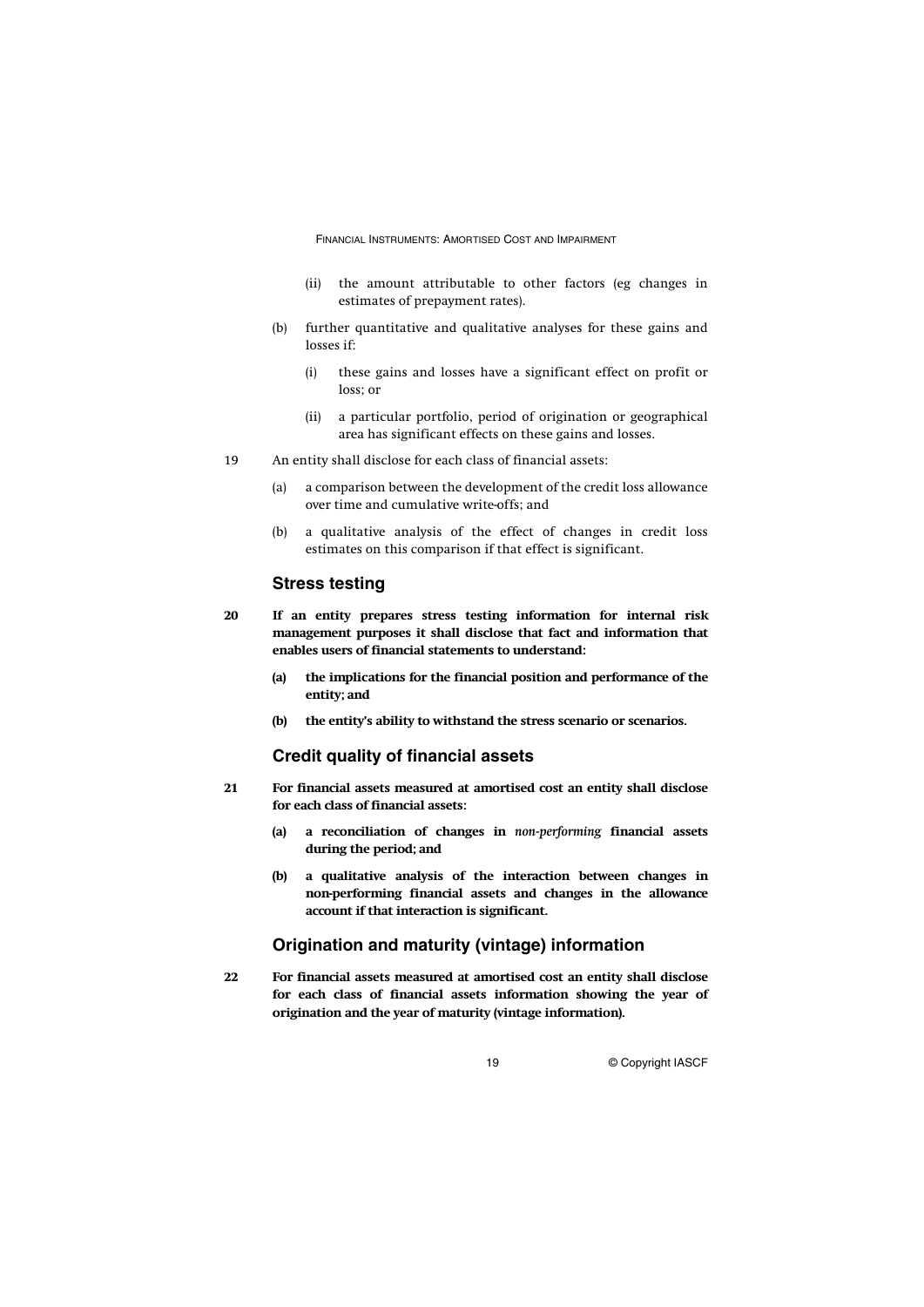(ii) the amount attributable to other factors (eg changes in estimates of prepayment rates).

(b) further quantitative and qualitative analyses for these gains and losses if:

   (i) these gains and losses have a significant effect on profit or loss; or

   (ii) a particular portfolio, period of origination or geographical area has significant effects on these gains and losses.

19 An entity shall disclose for each class of financial assets:

(a) a comparison between the development of the credit loss allowance over time and cumulative write-offs; and

(b) a qualitative analysis of the effect of changes in credit loss estimates on this comparison if that effect is significant.

## Stress testing

**20 If an entity prepares stress testing information for internal risk management purposes it shall disclose that fact and information that enables users of financial statements to understand:**

**(a) the implications for the financial position and performance of the entity; and**

**(b) the entity's ability to withstand the stress scenario or scenarios.**

## Credit quality of financial assets

**21 For financial assets measured at amortised cost an entity shall disclose for each class of financial assets:**

**(a) a reconciliation of changes in *non-performing* financial assets during the period; and**

**(b) a qualitative analysis of the interaction between changes in non-performing financial assets and changes in the allowance account if that interaction is significant.**

## Origination and maturity (vintage) information

**22 For financial assets measured at amortised cost an entity shall disclose for each class of financial assets information showing the year of origination and the year of maturity (vintage information).**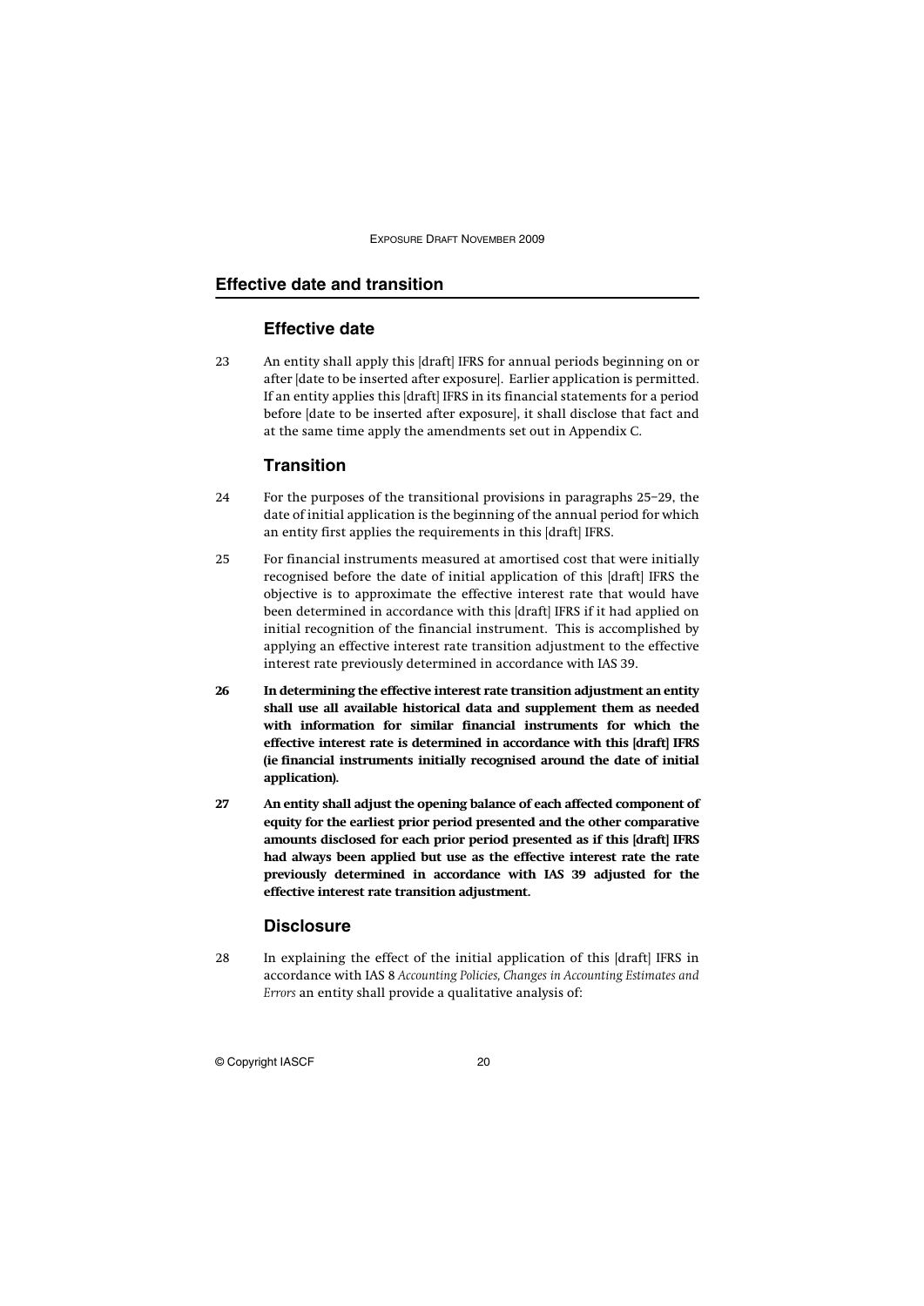## Effective date and transition

### Effective date

23 An entity shall apply this [draft] IFRS for annual periods beginning on or after [date to be inserted after exposure]. Earlier application is permitted. If an entity applies this [draft] IFRS in its financial statements for a period before [date to be inserted after exposure], it shall disclose that fact and at the same time apply the amendments set out in Appendix C.

### Transition

24 For the purposes of the transitional provisions in paragraphs 25–29, the date of initial application is the beginning of the annual period for which an entity first applies the requirements in this [draft] IFRS.

25 For financial instruments measured at amortised cost that were initially recognised before the date of initial application of this [draft] IFRS the objective is to approximate the effective interest rate that would have been determined in accordance with this [draft] IFRS if it had applied on initial recognition of the financial instrument. This is accomplished by applying an effective interest rate transition adjustment to the effective interest rate previously determined in accordance with IAS 39.

**26 In determining the effective interest rate transition adjustment an entity shall use all available historical data and supplement them as needed with information for similar financial instruments for which the effective interest rate is determined in accordance with this [draft] IFRS (ie financial instruments initially recognised around the date of initial application).**

**27 An entity shall adjust the opening balance of each affected component of equity for the earliest prior period presented and the other comparative amounts disclosed for each prior period presented as if this [draft] IFRS had always been applied but use as the effective interest rate the rate previously determined in accordance with IAS 39 adjusted for the effective interest rate transition adjustment.**

### Disclosure

28 In explaining the effect of the initial application of this [draft] IFRS in accordance with IAS 8 *Accounting Policies, Changes in Accounting Estimates and Errors* an entity shall provide a qualitative analysis of: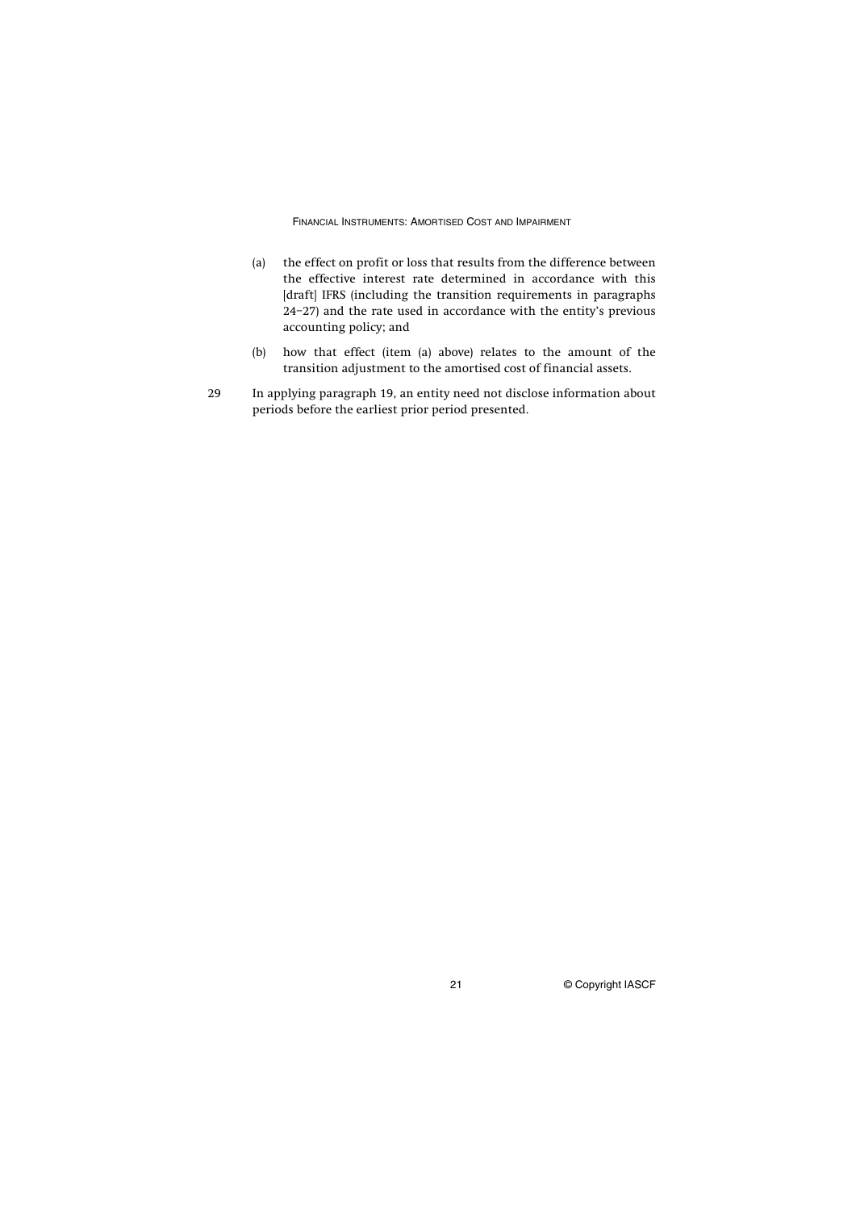(a) the effect on profit or loss that results from the difference between the effective interest rate determined in accordance with this [draft] IFRS (including the transition requirements in paragraphs 24–27) and the rate used in accordance with the entity's previous accounting policy; and

(b) how that effect (item (a) above) relates to the amount of the transition adjustment to the amortised cost of financial assets.

29 In applying paragraph 19, an entity need not disclose information about periods before the earliest prior period presented.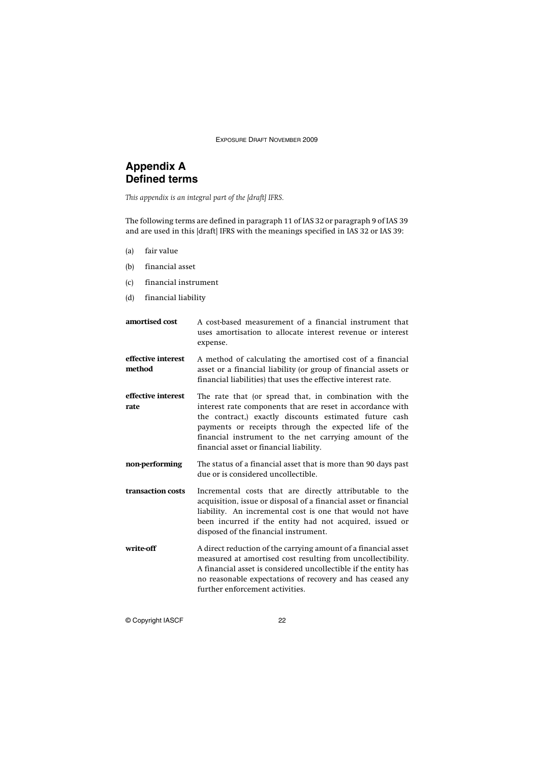# Appendix A
# Defined terms

*This appendix is an integral part of the [draft] IFRS.*

The following terms are defined in paragraph 11 of IAS 32 or paragraph 9 of IAS 39 and are used in this [draft] IFRS with the meanings specified in IAS 32 or IAS 39:

(a) fair value

(b) financial asset

(c) financial instrument

(d) financial liability

| | |
|---|---|
| **amortised cost** | A cost-based measurement of a financial instrument that uses amortisation to allocate interest revenue or interest expense. |
| **effective interest method** | A method of calculating the amortised cost of a financial asset or a financial liability (or group of financial assets or financial liabilities) that uses the effective interest rate. |
| **effective interest rate** | The rate that (or spread that, in combination with the interest rate components that are reset in accordance with the contract,) exactly discounts estimated future cash payments or receipts through the expected life of the financial instrument to the net carrying amount of the financial asset or financial liability. |
| **non-performing** | The status of a financial asset that is more than 90 days past due or is considered uncollectible. |
| **transaction costs** | Incremental costs that are directly attributable to the acquisition, issue or disposal of a financial asset or financial liability. An incremental cost is one that would not have been incurred if the entity had not acquired, issued or disposed of the financial instrument. |
| **write-off** | A direct reduction of the carrying amount of a financial asset measured at amortised cost resulting from uncollectibility. A financial asset is considered uncollectible if the entity has no reasonable expectations of recovery and has ceased any further enforcement activities. |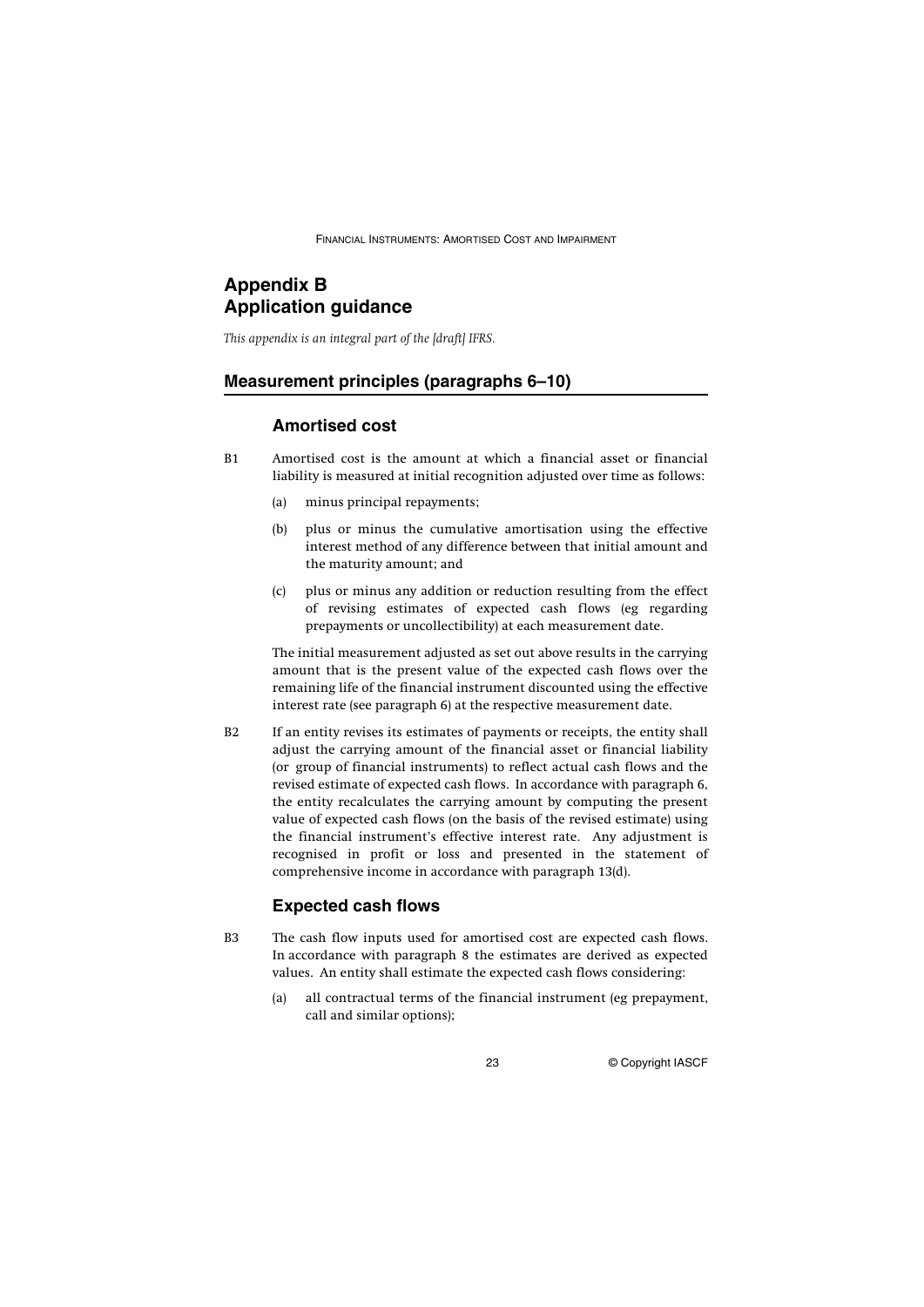# Appendix B
# Application guidance

*This appendix is an integral part of the [draft] IFRS.*

## Measurement principles (paragraphs 6–10)

### Amortised cost

B1 Amortised cost is the amount at which a financial asset or financial liability is measured at initial recognition adjusted over time as follows:

(a) minus principal repayments;

(b) plus or minus the cumulative amortisation using the effective interest method of any difference between that initial amount and the maturity amount; and

(c) plus or minus any addition or reduction resulting from the effect of revising estimates of expected cash flows (eg regarding prepayments or uncollectibility) at each measurement date.

The initial measurement adjusted as set out above results in the carrying amount that is the present value of the expected cash flows over the remaining life of the financial instrument discounted using the effective interest rate (see paragraph 6) at the respective measurement date.

B2 If an entity revises its estimates of payments or receipts, the entity shall adjust the carrying amount of the financial asset or financial liability (or group of financial instruments) to reflect actual cash flows and the revised estimate of expected cash flows. In accordance with paragraph 6, the entity recalculates the carrying amount by computing the present value of expected cash flows (on the basis of the revised estimate) using the financial instrument's effective interest rate. Any adjustment is recognised in profit or loss and presented in the statement of comprehensive income in accordance with paragraph 13(d).

### Expected cash flows

B3 The cash flow inputs used for amortised cost are expected cash flows. In accordance with paragraph 8 the estimates are derived as expected values. An entity shall estimate the expected cash flows considering:

(a) all contractual terms of the financial instrument (eg prepayment, call and similar options);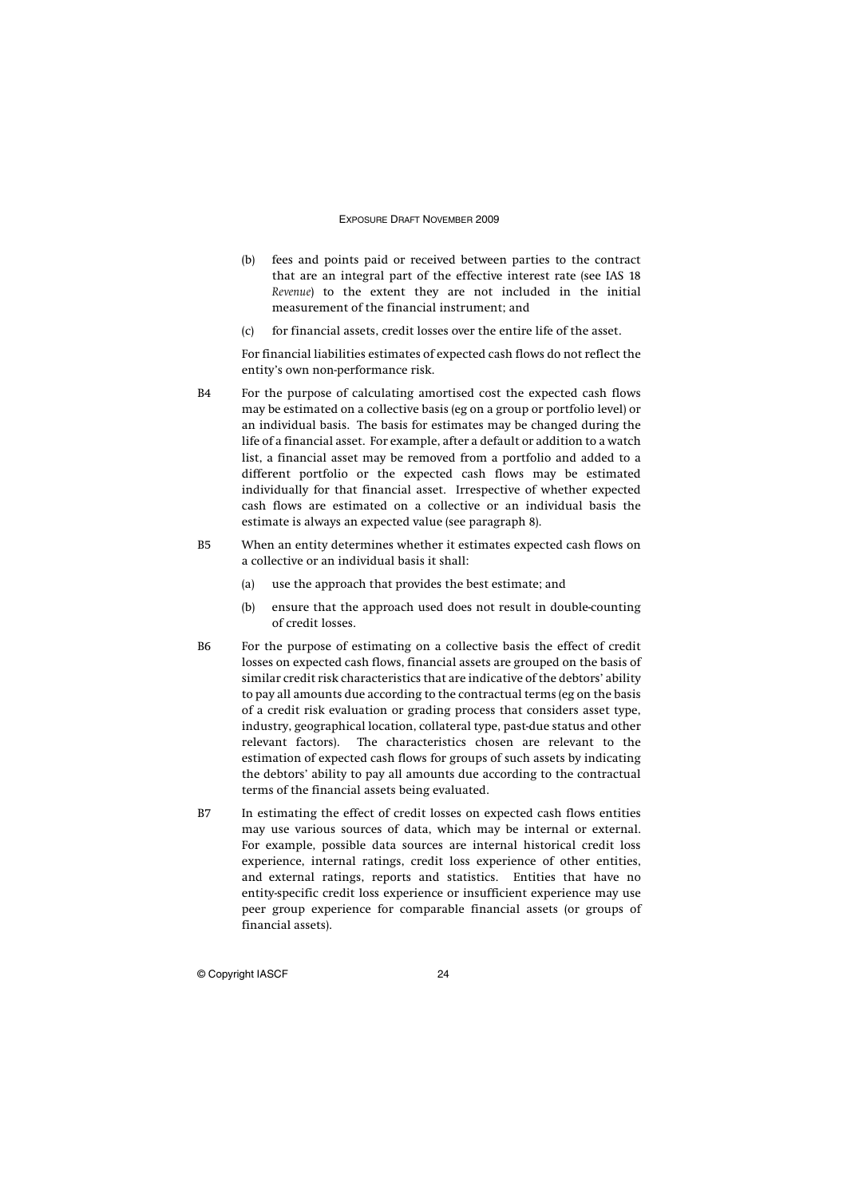(b) fees and points paid or received between parties to the contract that are an integral part of the effective interest rate (see IAS 18 *Revenue*) to the extent they are not included in the initial measurement of the financial instrument; and

(c) for financial assets, credit losses over the entire life of the asset.

For financial liabilities estimates of expected cash flows do not reflect the entity's own non-performance risk.

B4 For the purpose of calculating amortised cost the expected cash flows may be estimated on a collective basis (eg on a group or portfolio level) or an individual basis. The basis for estimates may be changed during the life of a financial asset. For example, after a default or addition to a watch list, a financial asset may be removed from a portfolio and added to a different portfolio or the expected cash flows may be estimated individually for that financial asset. Irrespective of whether expected cash flows are estimated on a collective or an individual basis the estimate is always an expected value (see paragraph 8).

B5 When an entity determines whether it estimates expected cash flows on a collective or an individual basis it shall:

(a) use the approach that provides the best estimate; and

(b) ensure that the approach used does not result in double-counting of credit losses.

B6 For the purpose of estimating on a collective basis the effect of credit losses on expected cash flows, financial assets are grouped on the basis of similar credit risk characteristics that are indicative of the debtors' ability to pay all amounts due according to the contractual terms (eg on the basis of a credit risk evaluation or grading process that considers asset type, industry, geographical location, collateral type, past-due status and other relevant factors). The characteristics chosen are relevant to the estimation of expected cash flows for groups of such assets by indicating the debtors' ability to pay all amounts due according to the contractual terms of the financial assets being evaluated.

B7 In estimating the effect of credit losses on expected cash flows entities may use various sources of data, which may be internal or external. For example, possible data sources are internal historical credit loss experience, internal ratings, credit loss experience of other entities, and external ratings, reports and statistics. Entities that have no entity-specific credit loss experience or insufficient experience may use peer group experience for comparable financial assets (or groups of financial assets).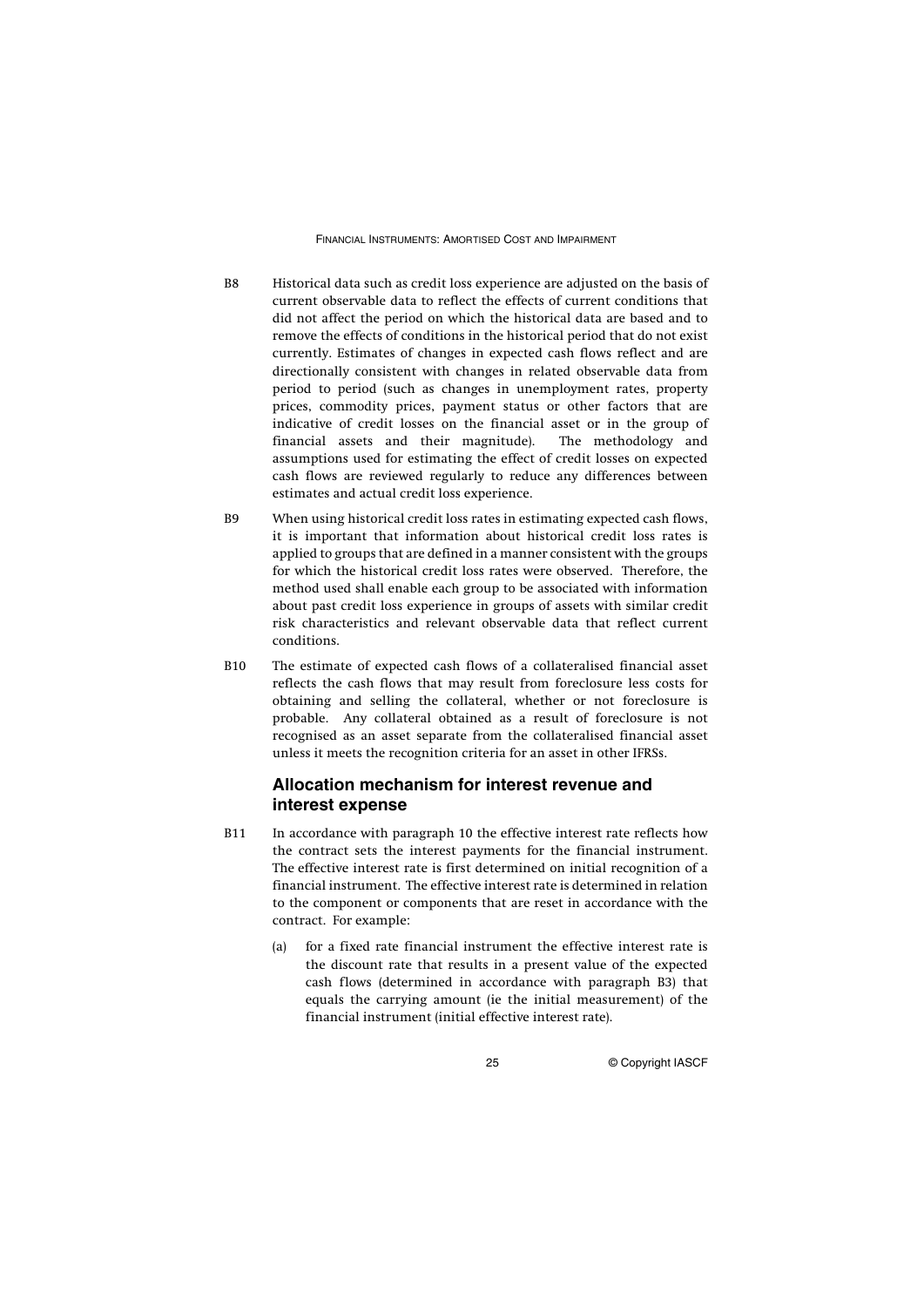B8 Historical data such as credit loss experience are adjusted on the basis of current observable data to reflect the effects of current conditions that did not affect the period on which the historical data are based and to remove the effects of conditions in the historical period that do not exist currently. Estimates of changes in expected cash flows reflect and are directionally consistent with changes in related observable data from period to period (such as changes in unemployment rates, property prices, commodity prices, payment status or other factors that are indicative of credit losses on the financial asset or in the group of financial assets and their magnitude). The methodology and assumptions used for estimating the effect of credit losses on expected cash flows are reviewed regularly to reduce any differences between estimates and actual credit loss experience.

B9 When using historical credit loss rates in estimating expected cash flows, it is important that information about historical credit loss rates is applied to groups that are defined in a manner consistent with the groups for which the historical credit loss rates were observed. Therefore, the method used shall enable each group to be associated with information about past credit loss experience in groups of assets with similar credit risk characteristics and relevant observable data that reflect current conditions.

B10 The estimate of expected cash flows of a collateralised financial asset reflects the cash flows that may result from foreclosure less costs for obtaining and selling the collateral, whether or not foreclosure is probable. Any collateral obtained as a result of foreclosure is not recognised as an asset separate from the collateralised financial asset unless it meets the recognition criteria for an asset in other IFRSs.

## Allocation mechanism for interest revenue and interest expense

B11 In accordance with paragraph 10 the effective interest rate reflects how the contract sets the interest payments for the financial instrument. The effective interest rate is first determined on initial recognition of a financial instrument. The effective interest rate is determined in relation to the component or components that are reset in accordance with the contract. For example:

(a) for a fixed rate financial instrument the effective interest rate is the discount rate that results in a present value of the expected cash flows (determined in accordance with paragraph B3) that equals the carrying amount (ie the initial measurement) of the financial instrument (initial effective interest rate).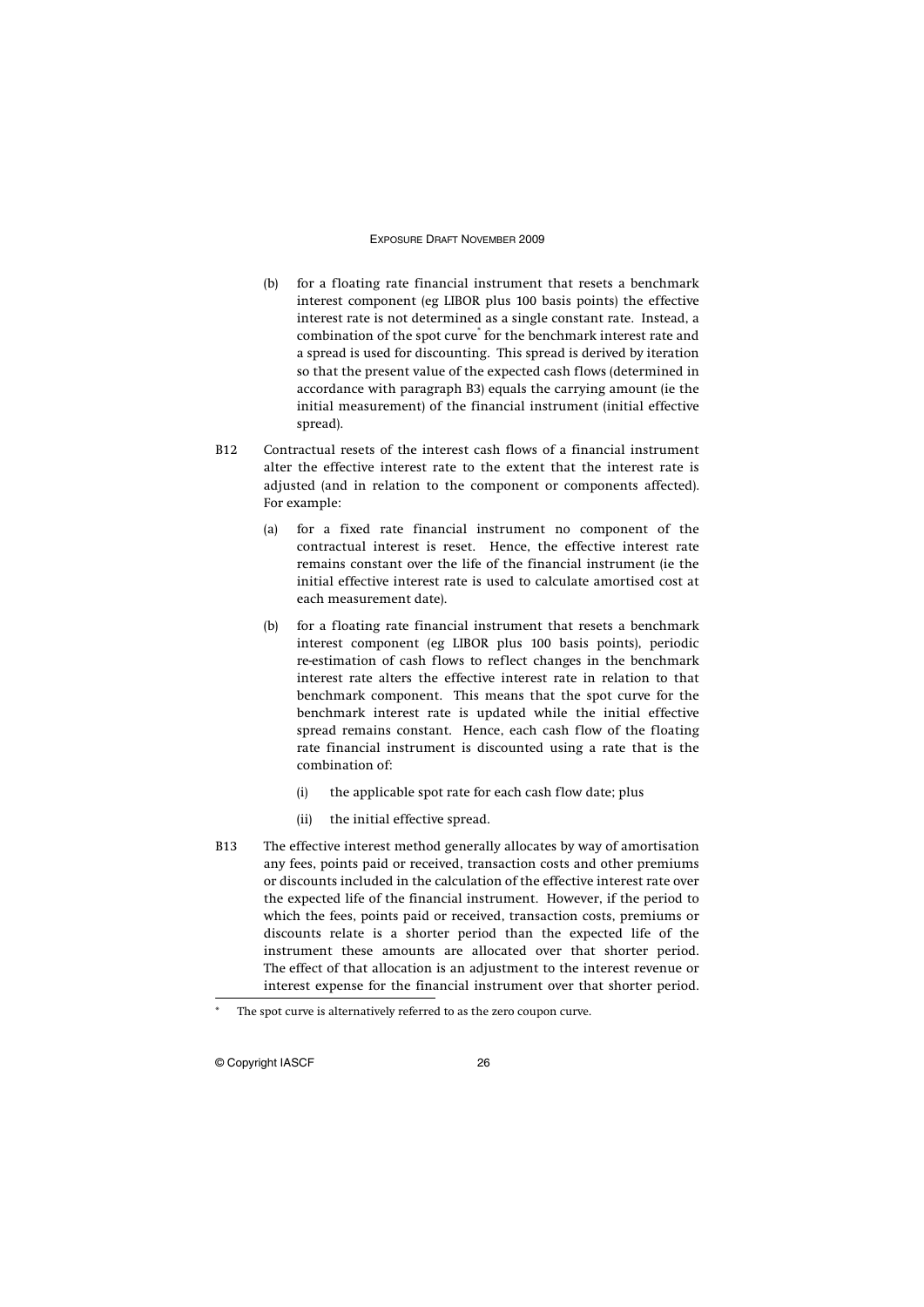(b) for a floating rate financial instrument that resets a benchmark interest component (eg LIBOR plus 100 basis points) the effective interest rate is not determined as a single constant rate. Instead, a combination of the spot curve[*] for the benchmark interest rate and a spread is used for discounting. This spread is derived by iteration so that the present value of the expected cash flows (determined in accordance with paragraph B3) equals the carrying amount (ie the initial measurement) of the financial instrument (initial effective spread).

B12 Contractual resets of the interest cash flows of a financial instrument alter the effective interest rate to the extent that the interest rate is adjusted (and in relation to the component or components affected). For example:

(a) for a fixed rate financial instrument no component of the contractual interest is reset. Hence, the effective interest rate remains constant over the life of the financial instrument (ie the initial effective interest rate is used to calculate amortised cost at each measurement date).

(b) for a floating rate financial instrument that resets a benchmark interest component (eg LIBOR plus 100 basis points), periodic re-estimation of cash flows to reflect changes in the benchmark interest rate alters the effective interest rate in relation to that benchmark component. This means that the spot curve for the benchmark interest rate is updated while the initial effective spread remains constant. Hence, each cash flow of the floating rate financial instrument is discounted using a rate that is the combination of:

(i) the applicable spot rate for each cash flow date; plus

(ii) the initial effective spread.

B13 The effective interest method generally allocates by way of amortisation any fees, points paid or received, transaction costs and other premiums or discounts included in the calculation of the effective interest rate over the expected life of the financial instrument. However, if the period to which the fees, points paid or received, transaction costs, premiums or discounts relate is a shorter period than the expected life of the instrument these amounts are allocated over that shorter period. The effect of that allocation is an adjustment to the interest revenue or interest expense for the financial instrument over that shorter period.

[*] The spot curve is alternatively referred to as the zero coupon curve.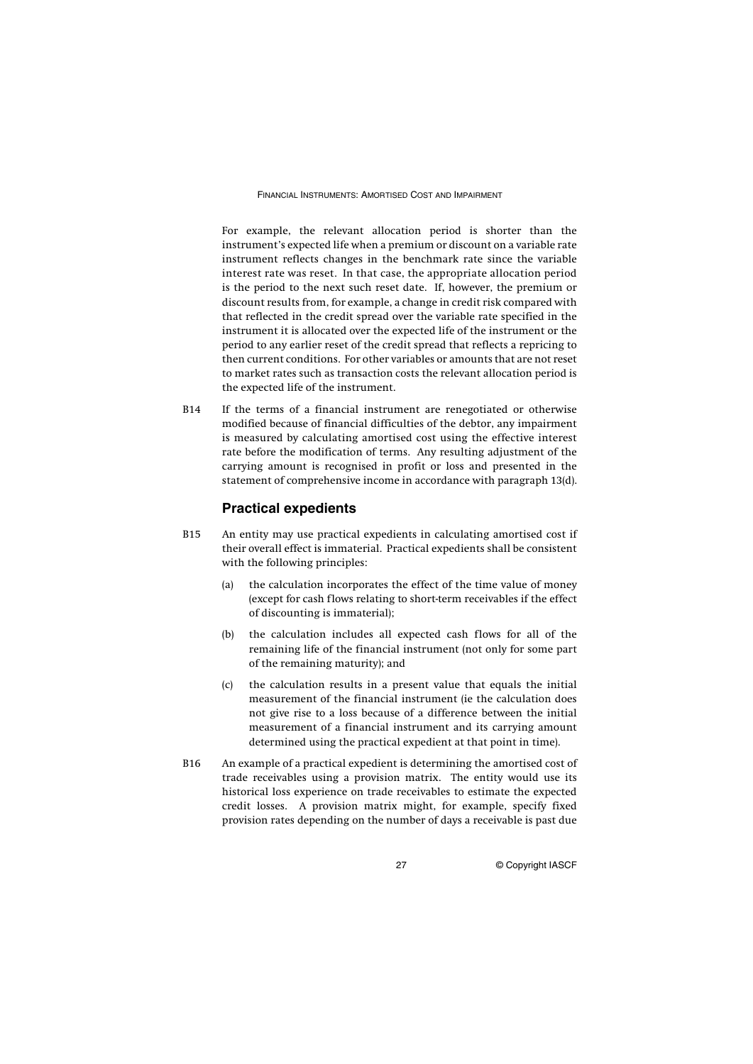For example, the relevant allocation period is shorter than the instrument's expected life when a premium or discount on a variable rate instrument reflects changes in the benchmark rate since the variable interest rate was reset. In that case, the appropriate allocation period is the period to the next such reset date. If, however, the premium or discount results from, for example, a change in credit risk compared with that reflected in the credit spread over the variable rate specified in the instrument it is allocated over the expected life of the instrument or the period to any earlier reset of the credit spread that reflects a repricing to then current conditions. For other variables or amounts that are not reset to market rates such as transaction costs the relevant allocation period is the expected life of the instrument.

B14 If the terms of a financial instrument are renegotiated or otherwise modified because of financial difficulties of the debtor, any impairment is measured by calculating amortised cost using the effective interest rate before the modification of terms. Any resulting adjustment of the carrying amount is recognised in profit or loss and presented in the statement of comprehensive income in accordance with paragraph 13(d).

### Practical expedients

B15 An entity may use practical expedients in calculating amortised cost if their overall effect is immaterial. Practical expedients shall be consistent with the following principles:

(a) the calculation incorporates the effect of the time value of money (except for cash flows relating to short-term receivables if the effect of discounting is immaterial);

(b) the calculation includes all expected cash flows for all of the remaining life of the financial instrument (not only for some part of the remaining maturity); and

(c) the calculation results in a present value that equals the initial measurement of the financial instrument (ie the calculation does not give rise to a loss because of a difference between the initial measurement of a financial instrument and its carrying amount determined using the practical expedient at that point in time).

B16 An example of a practical expedient is determining the amortised cost of trade receivables using a provision matrix. The entity would use its historical loss experience on trade receivables to estimate the expected credit losses. A provision matrix might, for example, specify fixed provision rates depending on the number of days a receivable is past due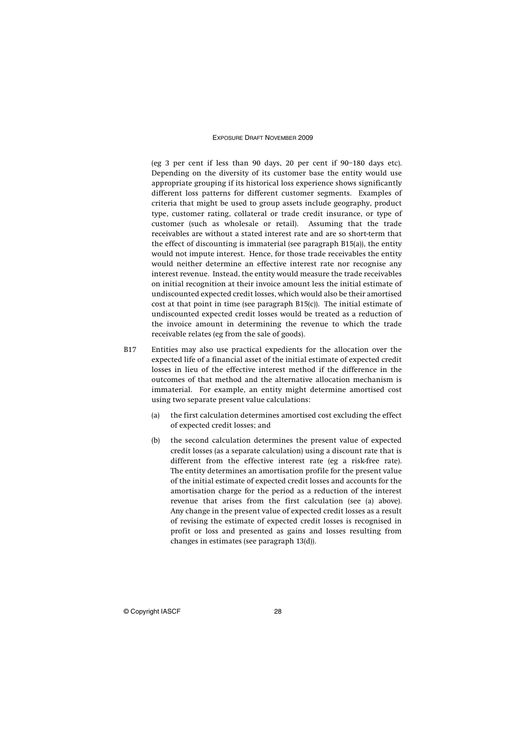(eg 3 per cent if less than 90 days, 20 per cent if 90–180 days etc). Depending on the diversity of its customer base the entity would use appropriate grouping if its historical loss experience shows significantly different loss patterns for different customer segments. Examples of criteria that might be used to group assets include geography, product type, customer rating, collateral or trade credit insurance, or type of customer (such as wholesale or retail). Assuming that the trade receivables are without a stated interest rate and are so short-term that the effect of discounting is immaterial (see paragraph B15(a)), the entity would not impute interest. Hence, for those trade receivables the entity would neither determine an effective interest rate nor recognise any interest revenue. Instead, the entity would measure the trade receivables on initial recognition at their invoice amount less the initial estimate of undiscounted expected credit losses, which would also be their amortised cost at that point in time (see paragraph B15(c)). The initial estimate of undiscounted expected credit losses would be treated as a reduction of the invoice amount in determining the revenue to which the trade receivable relates (eg from the sale of goods).

B17 Entities may also use practical expedients for the allocation over the expected life of a financial asset of the initial estimate of expected credit losses in lieu of the effective interest method if the difference in the outcomes of that method and the alternative allocation mechanism is immaterial. For example, an entity might determine amortised cost using two separate present value calculations:

(a) the first calculation determines amortised cost excluding the effect of expected credit losses; and

(b) the second calculation determines the present value of expected credit losses (as a separate calculation) using a discount rate that is different from the effective interest rate (eg a risk-free rate). The entity determines an amortisation profile for the present value of the initial estimate of expected credit losses and accounts for the amortisation charge for the period as a reduction of the interest revenue that arises from the first calculation (see (a) above). Any change in the present value of expected credit losses as a result of revising the estimate of expected credit losses is recognised in profit or loss and presented as gains and losses resulting from changes in estimates (see paragraph 13(d)).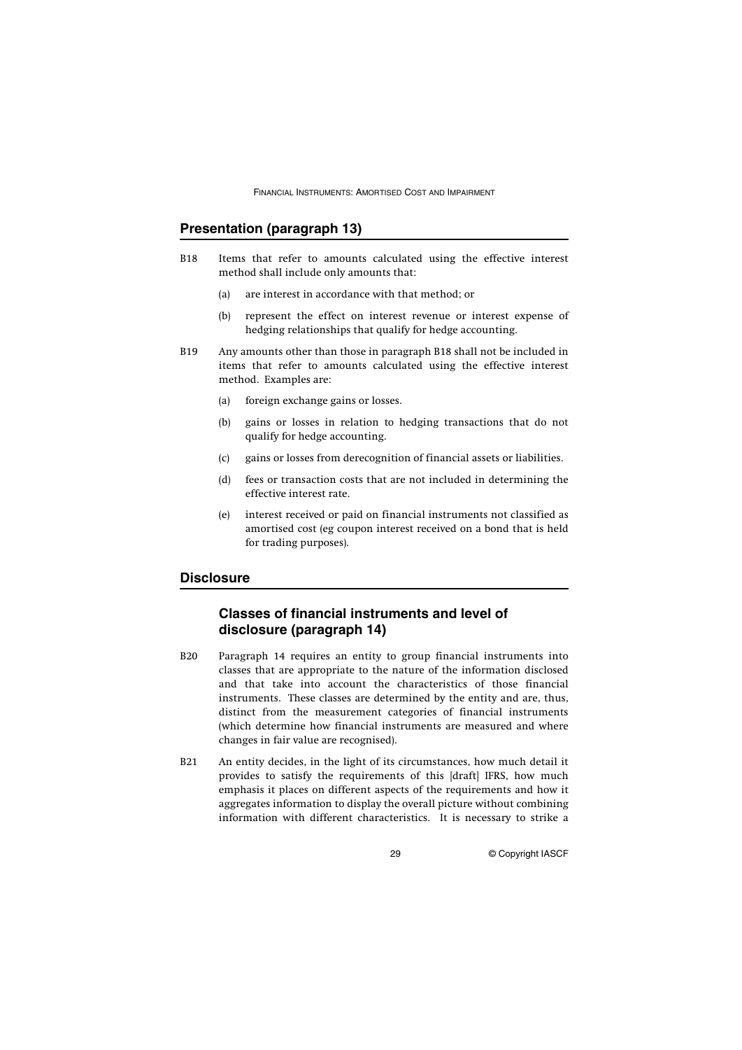## Presentation (paragraph 13)

B18 Items that refer to amounts calculated using the effective interest method shall include only amounts that:

(a) are interest in accordance with that method; or

(b) represent the effect on interest revenue or interest expense of hedging relationships that qualify for hedge accounting.

B19 Any amounts other than those in paragraph B18 shall not be included in items that refer to amounts calculated using the effective interest method. Examples are:

(a) foreign exchange gains or losses.

(b) gains or losses in relation to hedging transactions that do not qualify for hedge accounting.

(c) gains or losses from derecognition of financial assets or liabilities.

(d) fees or transaction costs that are not included in determining the effective interest rate.

(e) interest received or paid on financial instruments not classified as amortised cost (eg coupon interest received on a bond that is held for trading purposes).

## Disclosure

### Classes of financial instruments and level of disclosure (paragraph 14)

B20 Paragraph 14 requires an entity to group financial instruments into classes that are appropriate to the nature of the information disclosed and that take into account the characteristics of those financial instruments. These classes are determined by the entity and are, thus, distinct from the measurement categories of financial instruments (which determine how financial instruments are measured and where changes in fair value are recognised).

B21 An entity decides, in the light of its circumstances, how much detail it provides to satisfy the requirements of this [draft] IFRS, how much emphasis it places on different aspects of the requirements and how it aggregates information to display the overall picture without combining information with different characteristics. It is necessary to strike a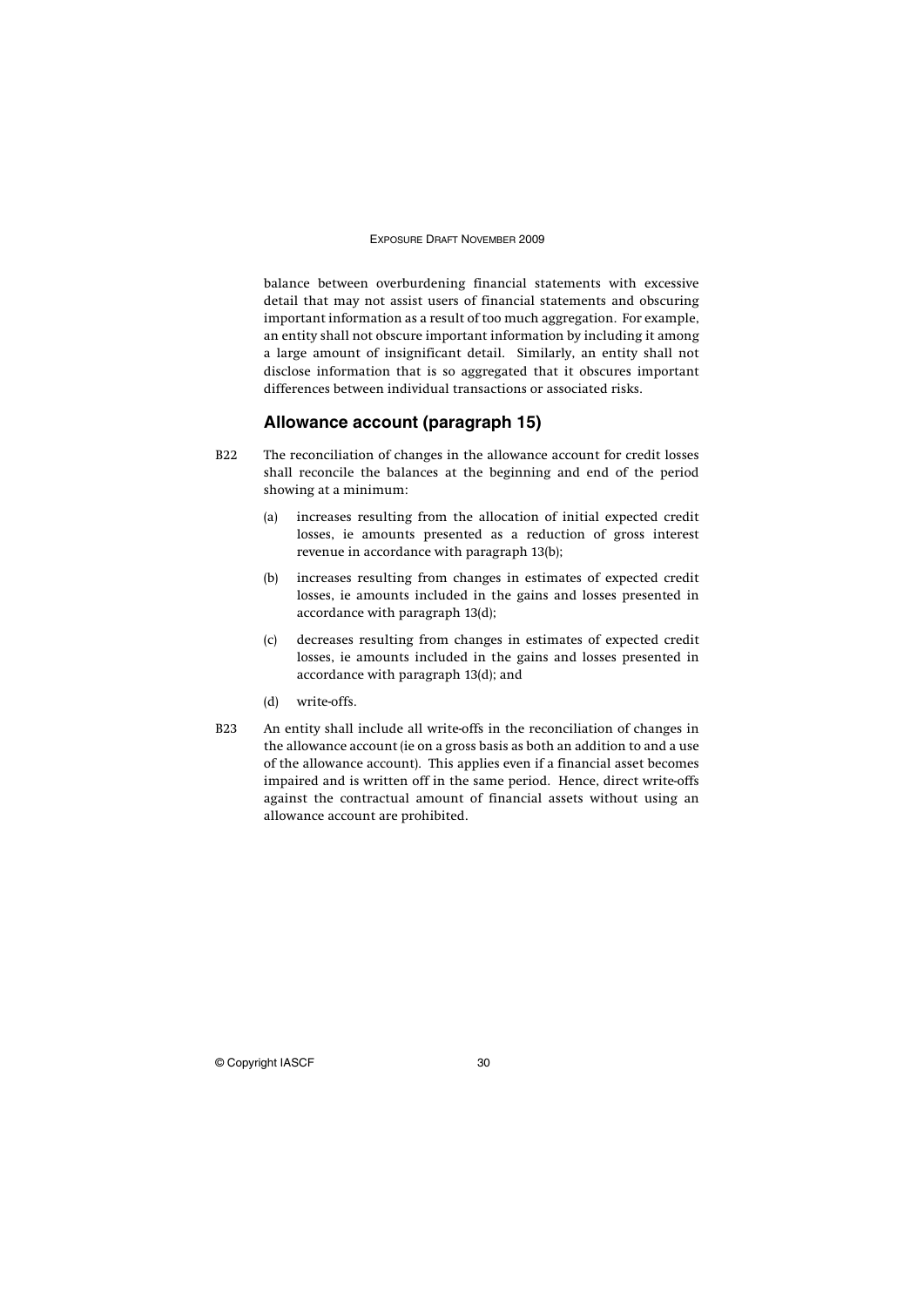balance between overburdening financial statements with excessive detail that may not assist users of financial statements and obscuring important information as a result of too much aggregation. For example, an entity shall not obscure important information by including it among a large amount of insignificant detail. Similarly, an entity shall not disclose information that is so aggregated that it obscures important differences between individual transactions or associated risks.

## Allowance account (paragraph 15)

B22 The reconciliation of changes in the allowance account for credit losses shall reconcile the balances at the beginning and end of the period showing at a minimum:

(a) increases resulting from the allocation of initial expected credit losses, ie amounts presented as a reduction of gross interest revenue in accordance with paragraph 13(b);

(b) increases resulting from changes in estimates of expected credit losses, ie amounts included in the gains and losses presented in accordance with paragraph 13(d);

(c) decreases resulting from changes in estimates of expected credit losses, ie amounts included in the gains and losses presented in accordance with paragraph 13(d); and

(d) write-offs.

B23 An entity shall include all write-offs in the reconciliation of changes in the allowance account (ie on a gross basis as both an addition to and a use of the allowance account). This applies even if a financial asset becomes impaired and is written off in the same period. Hence, direct write-offs against the contractual amount of financial assets without using an allowance account are prohibited.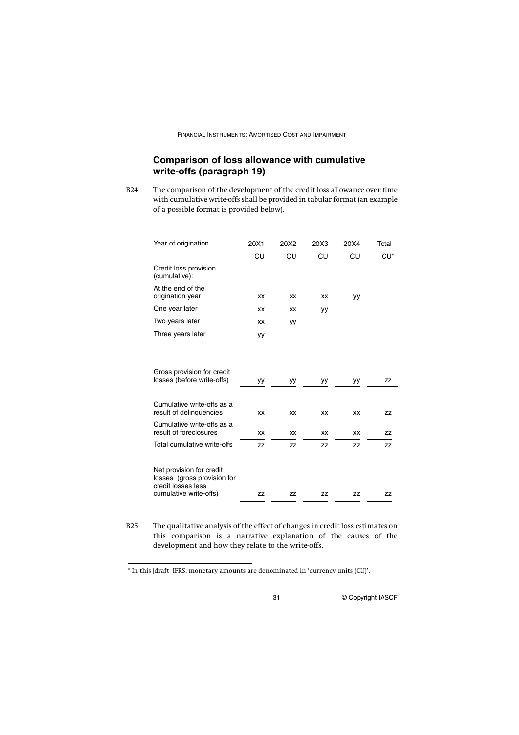## Comparison of loss allowance with cumulative write-offs (paragraph 19)

B24 The comparison of the development of the credit loss allowance over time with cumulative write-offs shall be provided in tabular format (an example of a possible format is provided below).

| Year of origination | 20X1 | 20X2 | 20X3 | 20X4 | Total |
|---|---|---|---|---|---|
| | CU | CU | CU | CU | CU* |
| Credit loss provision (cumulative): | | | | | |
| At the end of the origination year | xx | xx | xx | yy | |
| One year later | xx | xx | yy | | |
| Two years later | xx | yy | | | |
| Three years later | yy | | | | |
| Gross provision for credit losses (before write-offs) | yy | yy | yy | yy | zz |
| Cumulative write-offs as a result of delinquencies | xx | xx | xx | xx | zz |
| Cumulative write-offs as a result of foreclosures | xx | xx | xx | xx | zz |
| Total cumulative write-offs | zz | zz | zz | zz | zz |
| Net provision for credit losses (gross provision for credit losses less cumulative write-offs) | zz | zz | zz | zz | zz |

B25 The qualitative analysis of the effect of changes in credit loss estimates on this comparison is a narrative explanation of the causes of the development and how they relate to the write-offs.

* In this [draft] IFRS, monetary amounts are denominated in 'currency units (CU)'.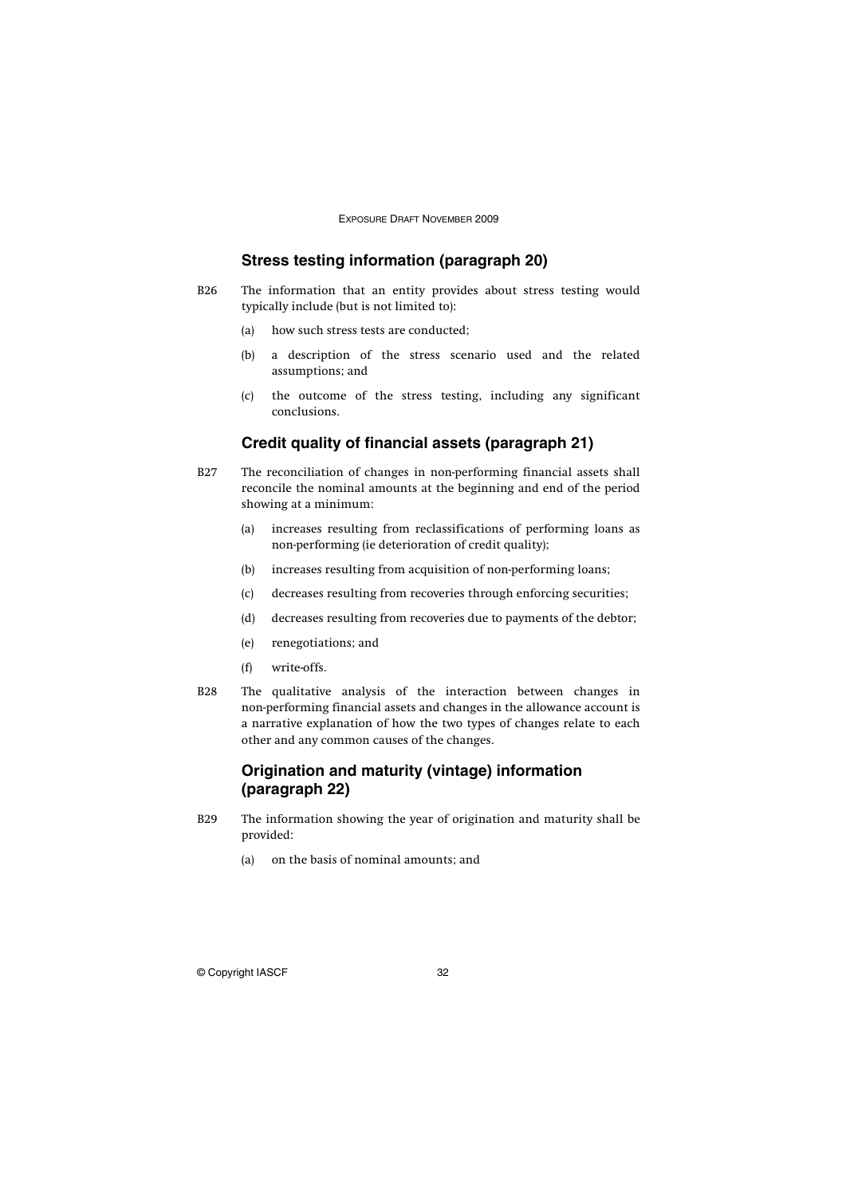## Stress testing information (paragraph 20)

B26 The information that an entity provides about stress testing would typically include (but is not limited to):

(a) how such stress tests are conducted;

(b) a description of the stress scenario used and the related assumptions; and

(c) the outcome of the stress testing, including any significant conclusions.

## Credit quality of financial assets (paragraph 21)

B27 The reconciliation of changes in non-performing financial assets shall reconcile the nominal amounts at the beginning and end of the period showing at a minimum:

(a) increases resulting from reclassifications of performing loans as non-performing (ie deterioration of credit quality);

(b) increases resulting from acquisition of non-performing loans;

(c) decreases resulting from recoveries through enforcing securities;

(d) decreases resulting from recoveries due to payments of the debtor;

(e) renegotiations; and

(f) write-offs.

B28 The qualitative analysis of the interaction between changes in non-performing financial assets and changes in the allowance account is a narrative explanation of how the two types of changes relate to each other and any common causes of the changes.

## Origination and maturity (vintage) information (paragraph 22)

B29 The information showing the year of origination and maturity shall be provided:

(a) on the basis of nominal amounts; and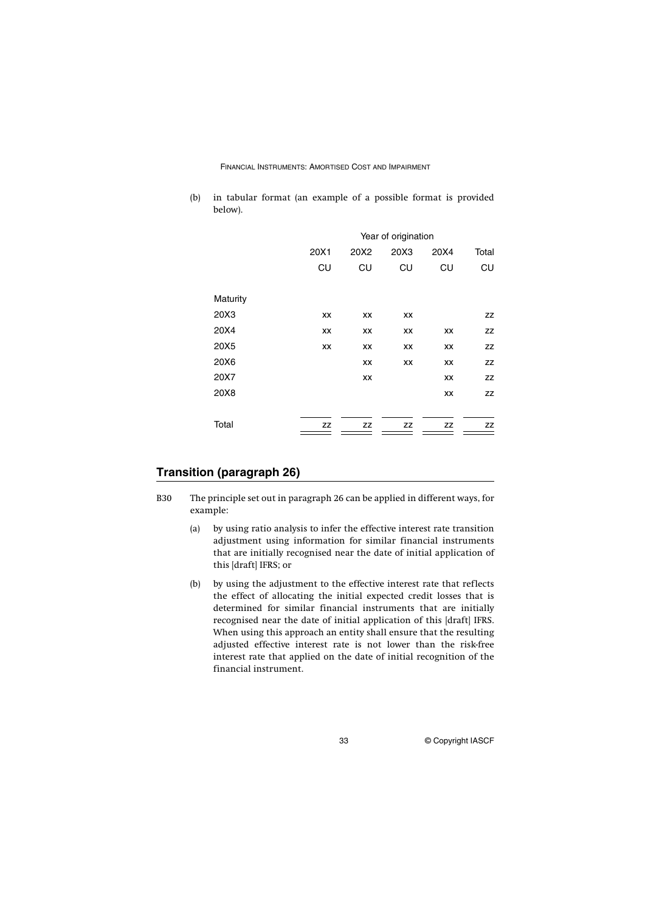(b) in tabular format (an example of a possible format is provided below).

| | Year of origination | | | | |
|---|---|---|---|---|---|
| | 20X1 | 20X2 | 20X3 | 20X4 | Total |
| | CU | CU | CU | CU | CU |
| Maturity | | | | | |
| 20X3 | xx | xx | xx | | zz |
| 20X4 | xx | xx | xx | xx | zz |
| 20X5 | xx | xx | xx | xx | zz |
| 20X6 | | xx | xx | xx | zz |
| 20X7 | | xx | | xx | zz |
| 20X8 | | | | xx | zz |
| Total | zz | zz | zz | zz | zz |

## Transition (paragraph 26)

B30 The principle set out in paragraph 26 can be applied in different ways, for example:

(a) by using ratio analysis to infer the effective interest rate transition adjustment using information for similar financial instruments that are initially recognised near the date of initial application of this [draft] IFRS; or

(b) by using the adjustment to the effective interest rate that reflects the effect of allocating the initial expected credit losses that is determined for similar financial instruments that are initially recognised near the date of initial application of this [draft] IFRS. When using this approach an entity shall ensure that the resulting adjusted effective interest rate is not lower than the risk-free interest rate that applied on the date of initial recognition of the financial instrument.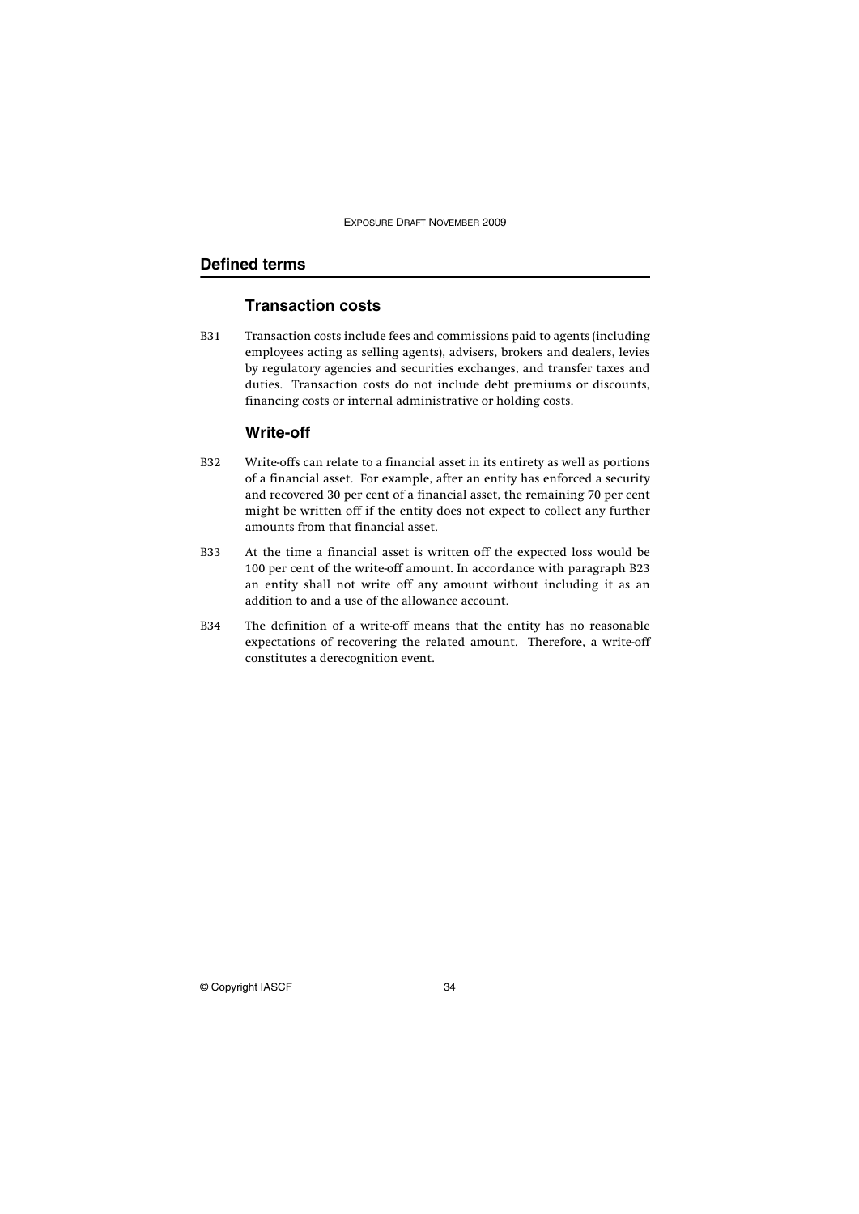## Defined terms

### Transaction costs

B31 Transaction costs include fees and commissions paid to agents (including employees acting as selling agents), advisers, brokers and dealers, levies by regulatory agencies and securities exchanges, and transfer taxes and duties. Transaction costs do not include debt premiums or discounts, financing costs or internal administrative or holding costs.

### Write-off

B32 Write-offs can relate to a financial asset in its entirety as well as portions of a financial asset. For example, after an entity has enforced a security and recovered 30 per cent of a financial asset, the remaining 70 per cent might be written off if the entity does not expect to collect any further amounts from that financial asset.

B33 At the time a financial asset is written off the expected loss would be 100 per cent of the write-off amount. In accordance with paragraph B23 an entity shall not write off any amount without including it as an addition to and a use of the allowance account.

B34 The definition of a write-off means that the entity has no reasonable expectations of recovering the related amount. Therefore, a write-off constitutes a derecognition event.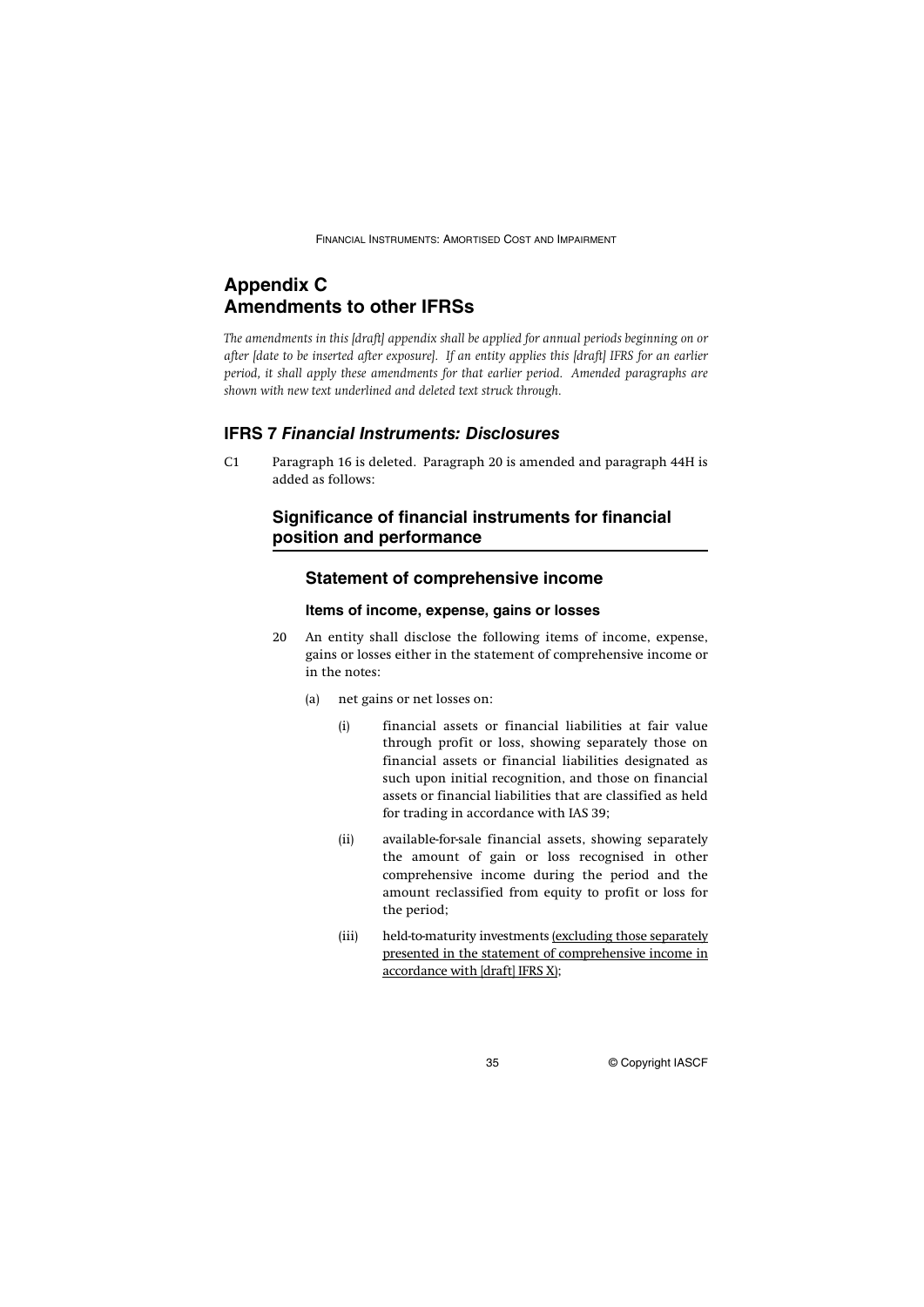# Appendix C
# Amendments to other IFRSs

*The amendments in this [draft] appendix shall be applied for annual periods beginning on or after [date to be inserted after exposure]. If an entity applies this [draft] IFRS for an earlier period, it shall apply these amendments for that earlier period. Amended paragraphs are shown with new text underlined and deleted text struck through.*

## IFRS 7 *Financial Instruments: Disclosures*

C1 Paragraph 16 is deleted. Paragraph 20 is amended and paragraph 44H is added as follows:

### Significance of financial instruments for financial position and performance

#### Statement of comprehensive income

##### Items of income, expense, gains or losses

20 An entity shall disclose the following items of income, expense, gains or losses either in the statement of comprehensive income or in the notes:

(a) net gains or net losses on:

(i) financial assets or financial liabilities at fair value through profit or loss, showing separately those on financial assets or financial liabilities designated as such upon initial recognition, and those on financial assets or financial liabilities that are classified as held for trading in accordance with IAS 39;

(ii) available-for-sale financial assets, showing separately the amount of gain or loss recognised in other comprehensive income during the period and the amount reclassified from equity to profit or loss for the period;

(iii) held-to-maturity investments <u>(excluding those separately presented in the statement of comprehensive income in accordance with [draft] IFRS X)</u>;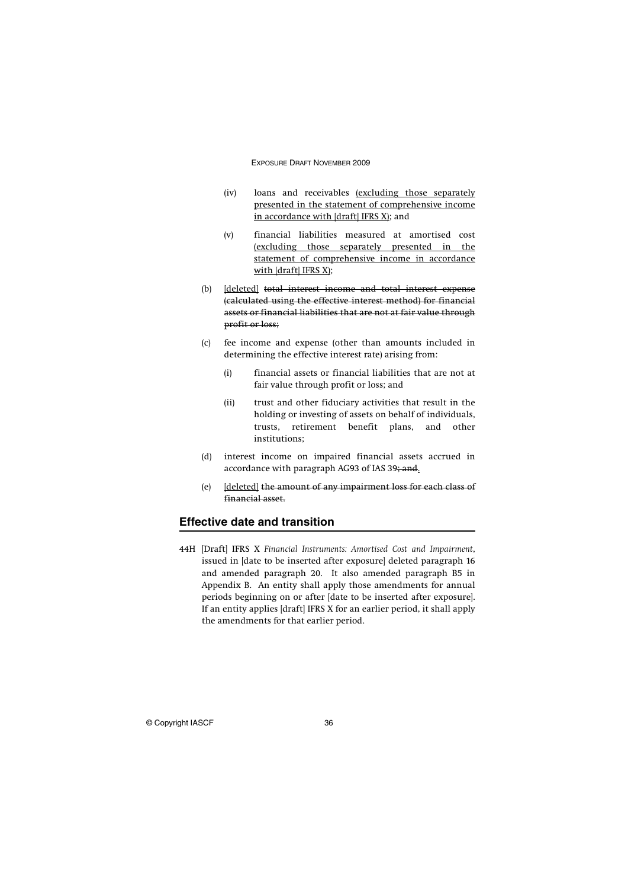(iv) loans and receivables <u>(excluding those separately presented in the statement of comprehensive income in accordance with [draft] IFRS X)</u>; and

(v) financial liabilities measured at amortised cost <u>(excluding those separately presented in the statement of comprehensive income in accordance with [draft] IFRS X)</u>;

(b) <u>[deleted]</u> ~~total interest income and total interest expense (calculated using the effective interest method) for financial assets or financial liabilities that are not at fair value through profit or loss;~~

(c) fee income and expense (other than amounts included in determining the effective interest rate) arising from:

(i) financial assets or financial liabilities that are not at fair value through profit or loss; and

(ii) trust and other fiduciary activities that result in the holding or investing of assets on behalf of individuals, trusts, retirement benefit plans, and other institutions;

(d) interest income on impaired financial assets accrued in accordance with paragraph AG93 of IAS 39~~; and~~<u>.</u>

(e) <u>[deleted]</u> ~~the amount of any impairment loss for each class of financial asset.~~

## Effective date and transition

44H [Draft] IFRS X *Financial Instruments: Amortised Cost and Impairment*, issued in [date to be inserted after exposure] deleted paragraph 16 and amended paragraph 20. It also amended paragraph B5 in Appendix B. An entity shall apply those amendments for annual periods beginning on or after [date to be inserted after exposure]. If an entity applies [draft] IFRS X for an earlier period, it shall apply the amendments for that earlier period.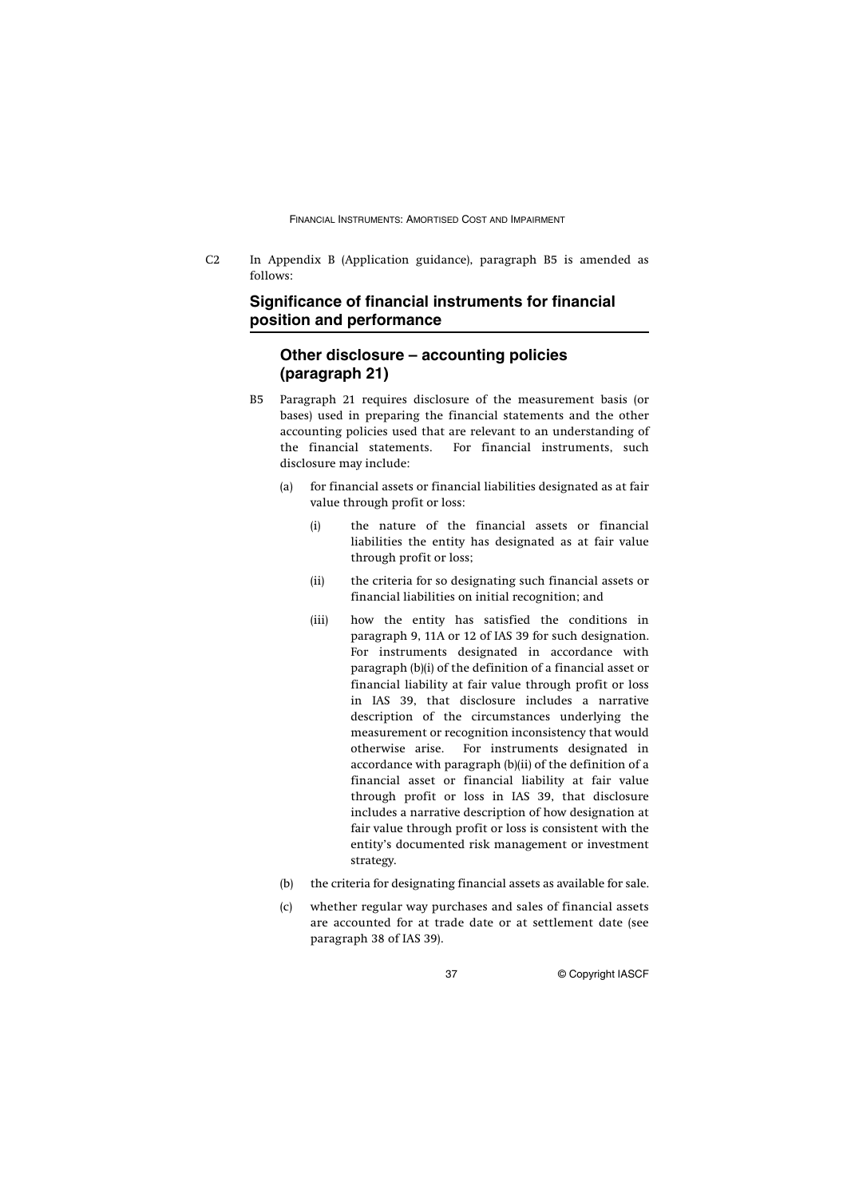C2 In Appendix B (Application guidance), paragraph B5 is amended as follows:

## Significance of financial instruments for financial position and performance

### Other disclosure – accounting policies (paragraph 21)

B5 Paragraph 21 requires disclosure of the measurement basis (or bases) used in preparing the financial statements and the other accounting policies used that are relevant to an understanding of the financial statements. For financial instruments, such disclosure may include:

(a) for financial assets or financial liabilities designated as at fair value through profit or loss:

(i) the nature of the financial assets or financial liabilities the entity has designated as at fair value through profit or loss;

(ii) the criteria for so designating such financial assets or financial liabilities on initial recognition; and

(iii) how the entity has satisfied the conditions in paragraph 9, 11A or 12 of IAS 39 for such designation. For instruments designated in accordance with paragraph (b)(i) of the definition of a financial asset or financial liability at fair value through profit or loss in IAS 39, that disclosure includes a narrative description of the circumstances underlying the measurement or recognition inconsistency that would otherwise arise. For instruments designated in accordance with paragraph (b)(ii) of the definition of a financial asset or financial liability at fair value through profit or loss in IAS 39, that disclosure includes a narrative description of how designation at fair value through profit or loss is consistent with the entity's documented risk management or investment strategy.

(b) the criteria for designating financial assets as available for sale.

(c) whether regular way purchases and sales of financial assets are accounted for at trade date or at settlement date (see paragraph 38 of IAS 39).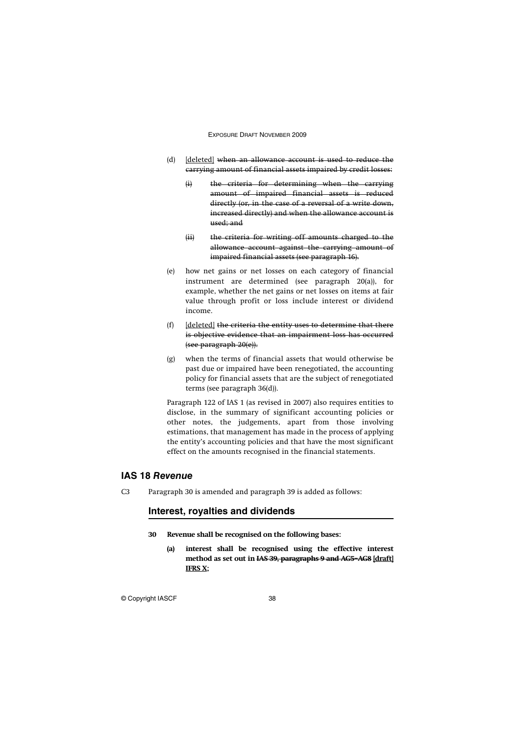(d) [deleted] ~~when an allowance account is used to reduce the carrying amount of financial assets impaired by credit losses:~~

~~(i) the criteria for determining when the carrying amount of impaired financial assets is reduced directly (or, in the case of a reversal of a write down, increased directly) and when the allowance account is used; and~~

~~(ii) the criteria for writing off amounts charged to the allowance account against the carrying amount of impaired financial assets (see paragraph 16).~~

(e) how net gains or net losses on each category of financial instrument are determined (see paragraph 20(a)), for example, whether the net gains or net losses on items at fair value through profit or loss include interest or dividend income.

(f) [deleted] ~~the criteria the entity uses to determine that there is objective evidence that an impairment loss has occurred (see paragraph 20(e)).~~

(g) when the terms of financial assets that would otherwise be past due or impaired have been renegotiated, the accounting policy for financial assets that are the subject of renegotiated terms (see paragraph 36(d)).

Paragraph 122 of IAS 1 (as revised in 2007) also requires entities to disclose, in the summary of significant accounting policies or other notes, the judgements, apart from those involving estimations, that management has made in the process of applying the entity's accounting policies and that have the most significant effect on the amounts recognised in the financial statements.

## IAS 18 *Revenue*

C3 Paragraph 30 is amended and paragraph 39 is added as follows:

### Interest, royalties and dividends

**30 Revenue shall be recognised on the following bases:**

**(a) interest shall be recognised using the effective interest method as set out in ~~IAS 39, paragraphs 9 and AG5–AG8~~ [draft] IFRS X;**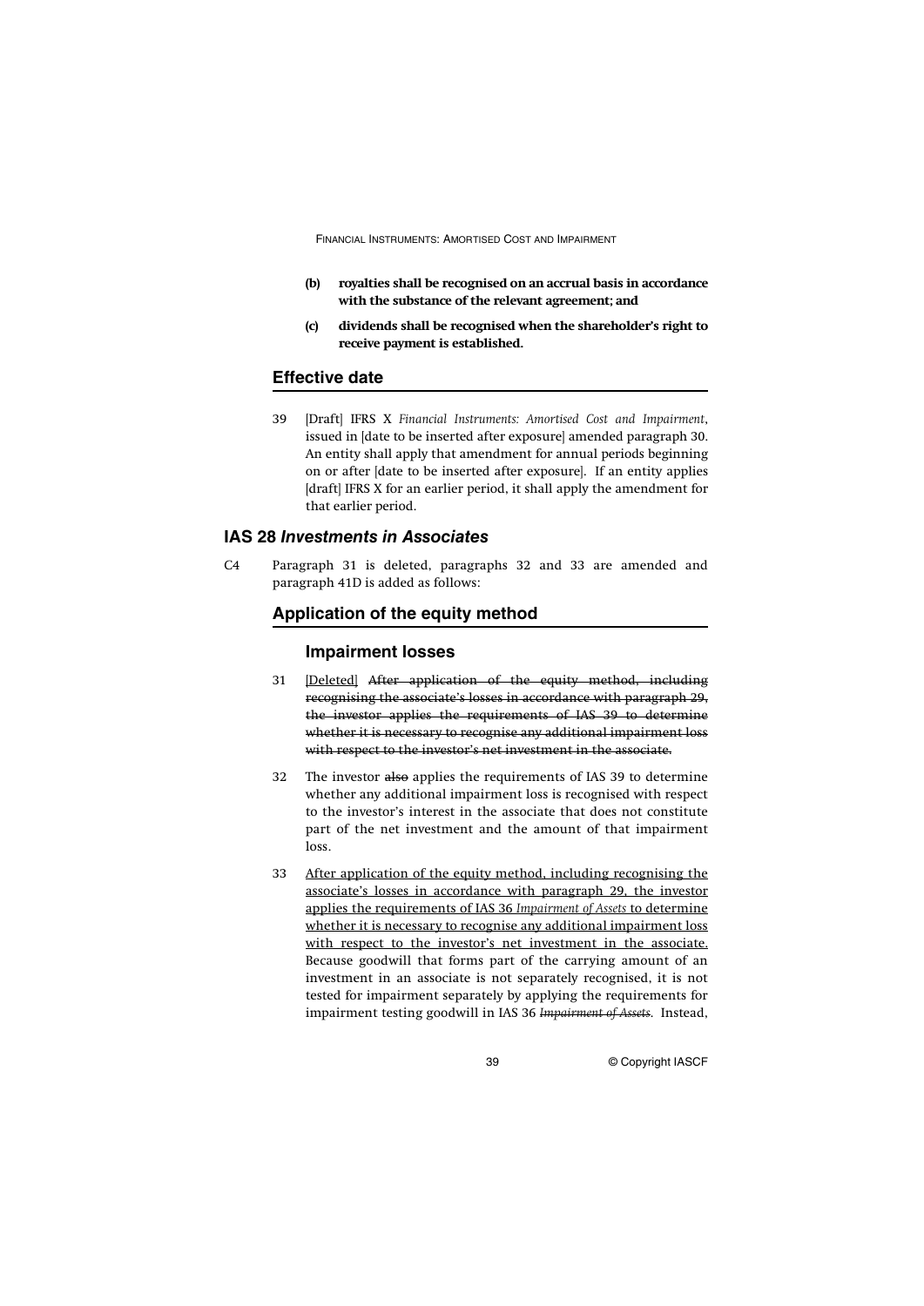- **(b) royalties shall be recognised on an accrual basis in accordance with the substance of the relevant agreement; and**
- **(c) dividends shall be recognised when the shareholder's right to receive payment is established.**

## Effective date

39 [Draft] IFRS X *Financial Instruments: Amortised Cost and Impairment*, issued in [date to be inserted after exposure] amended paragraph 30. An entity shall apply that amendment for annual periods beginning on or after [date to be inserted after exposure]. If an entity applies [draft] IFRS X for an earlier period, it shall apply the amendment for that earlier period.

# IAS 28 *Investments in Associates*

C4 Paragraph 31 is deleted, paragraphs 32 and 33 are amended and paragraph 41D is added as follows:

## Application of the equity method

### Impairment losses

31 <u>[Deleted]</u> ~~After application of the equity method, including recognising the associate's losses in accordance with paragraph 29, the investor applies the requirements of IAS 39 to determine whether it is necessary to recognise any additional impairment loss with respect to the investor's net investment in the associate.~~

32 The investor ~~also~~ applies the requirements of IAS 39 to determine whether any additional impairment loss is recognised with respect to the investor's interest in the associate that does not constitute part of the net investment and the amount of that impairment loss.

33 <u>After application of the equity method, including recognising the associate's losses in accordance with paragraph 29, the investor applies the requirements of IAS 36 *Impairment of Assets* to determine whether it is necessary to recognise any additional impairment loss with respect to the investor's net investment in the associate.</u> Because goodwill that forms part of the carrying amount of an investment in an associate is not separately recognised, it is not tested for impairment separately by applying the requirements for impairment testing goodwill in IAS 36 ~~*Impairment of Assets*~~. Instead,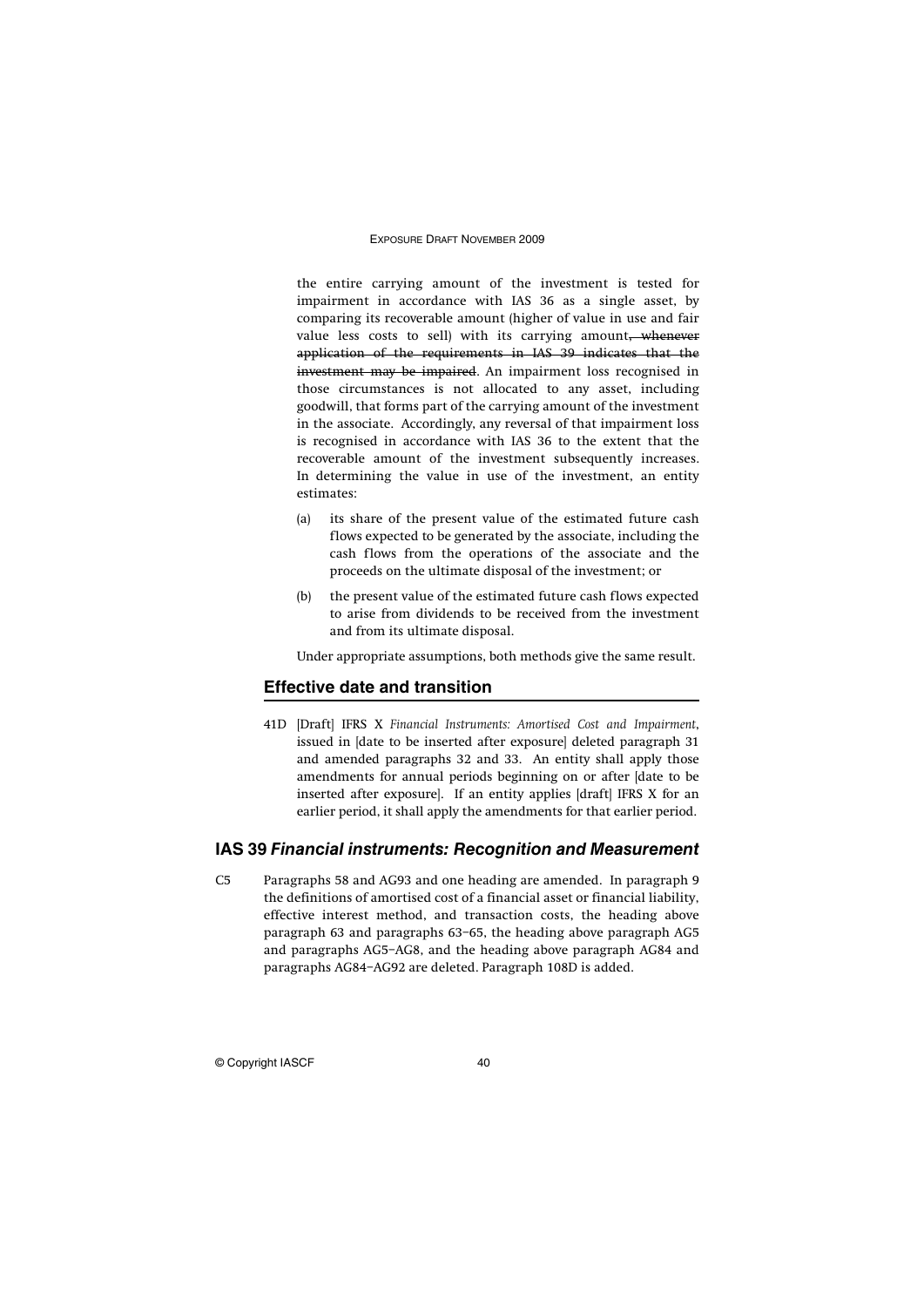the entire carrying amount of the investment is tested for impairment in accordance with IAS 36 as a single asset, by comparing its recoverable amount (higher of value in use and fair value less costs to sell) with its carrying amount~~, whenever application of the requirements in IAS 39 indicates that the investment may be impaired~~. An impairment loss recognised in those circumstances is not allocated to any asset, including goodwill, that forms part of the carrying amount of the investment in the associate. Accordingly, any reversal of that impairment loss is recognised in accordance with IAS 36 to the extent that the recoverable amount of the investment subsequently increases. In determining the value in use of the investment, an entity estimates:

(a) its share of the present value of the estimated future cash flows expected to be generated by the associate, including the cash flows from the operations of the associate and the proceeds on the ultimate disposal of the investment; or

(b) the present value of the estimated future cash flows expected to arise from dividends to be received from the investment and from its ultimate disposal.

Under appropriate assumptions, both methods give the same result.

## Effective date and transition

41D [Draft] IFRS X *Financial Instruments: Amortised Cost and Impairment*, issued in [date to be inserted after exposure] deleted paragraph 31 and amended paragraphs 32 and 33. An entity shall apply those amendments for annual periods beginning on or after [date to be inserted after exposure]. If an entity applies [draft] IFRS X for an earlier period, it shall apply the amendments for that earlier period.

## IAS 39 *Financial instruments: Recognition and Measurement*

C5 Paragraphs 58 and AG93 and one heading are amended. In paragraph 9 the definitions of amortised cost of a financial asset or financial liability, effective interest method, and transaction costs, the heading above paragraph 63 and paragraphs 63–65, the heading above paragraph AG5 and paragraphs AG5–AG8, and the heading above paragraph AG84 and paragraphs AG84–AG92 are deleted. Paragraph 108D is added.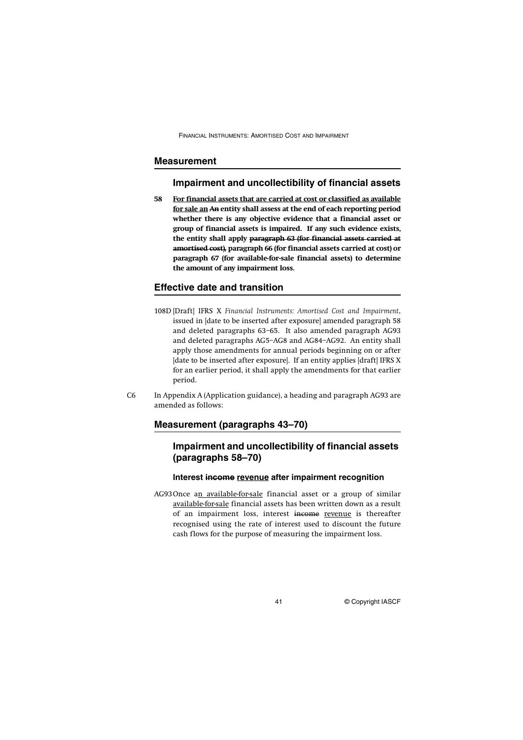## Measurement

### Impairment and uncollectibility of financial assets

**58 <u>For financial assets that are carried at cost or classified as available for sale an</u> ~~An~~ entity shall assess at the end of each reporting period whether there is any objective evidence that a financial asset or group of financial assets is impaired. If any such evidence exists, the entity shall apply ~~paragraph 63 (for financial assets carried at amortised cost),~~ paragraph 66 (for financial assets carried at cost) or paragraph 67 (for available-for-sale financial assets) to determine the amount of any impairment loss.**

## Effective date and transition

108D [Draft] IFRS X *Financial Instruments: Amortised Cost and Impairment*, issued in [date to be inserted after exposure] amended paragraph 58 and deleted paragraphs 63–65. It also amended paragraph AG93 and deleted paragraphs AG5–AG8 and AG84–AG92. An entity shall apply those amendments for annual periods beginning on or after [date to be inserted after exposure]. If an entity applies [draft] IFRS X for an earlier period, it shall apply the amendments for that earlier period.

C6 In Appendix A (Application guidance), a heading and paragraph AG93 are amended as follows:

## Measurement (paragraphs 43–70)

### Impairment and uncollectibility of financial assets (paragraphs 58–70)

#### Interest ~~income~~ <u>revenue</u> after impairment recognition

AG93 Once a<u>n available-for-sale</u> financial asset or a group of similar <u>available-for-sale</u> financial assets has been written down as a result of an impairment loss, interest ~~income~~ <u>revenue</u> is thereafter recognised using the rate of interest used to discount the future cash flows for the purpose of measuring the impairment loss.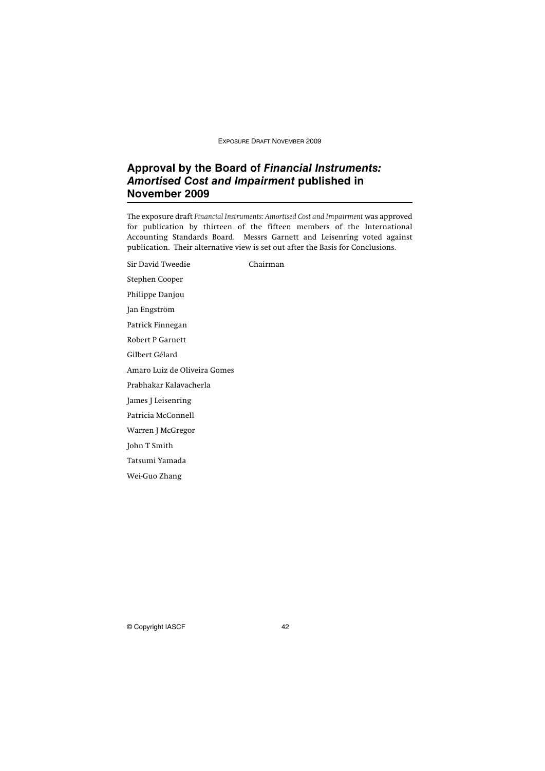## Approval by the Board of *Financial Instruments: Amortised Cost and Impairment* published in November 2009

The exposure draft *Financial Instruments: Amortised Cost and Impairment* was approved for publication by thirteen of the fifteen members of the International Accounting Standards Board. Messrs Garnett and Leisenring voted against publication. Their alternative view is set out after the Basis for Conclusions.

Sir David Tweedie Chairman

Stephen Cooper

Philippe Danjou

Jan Engström

Patrick Finnegan

Robert P Garnett

Gilbert Gélard

Amaro Luiz de Oliveira Gomes

Prabhakar Kalavacherla

James J Leisenring

Patricia McConnell

Warren J McGregor

John T Smith

Tatsumi Yamada

Wei-Guo Zhang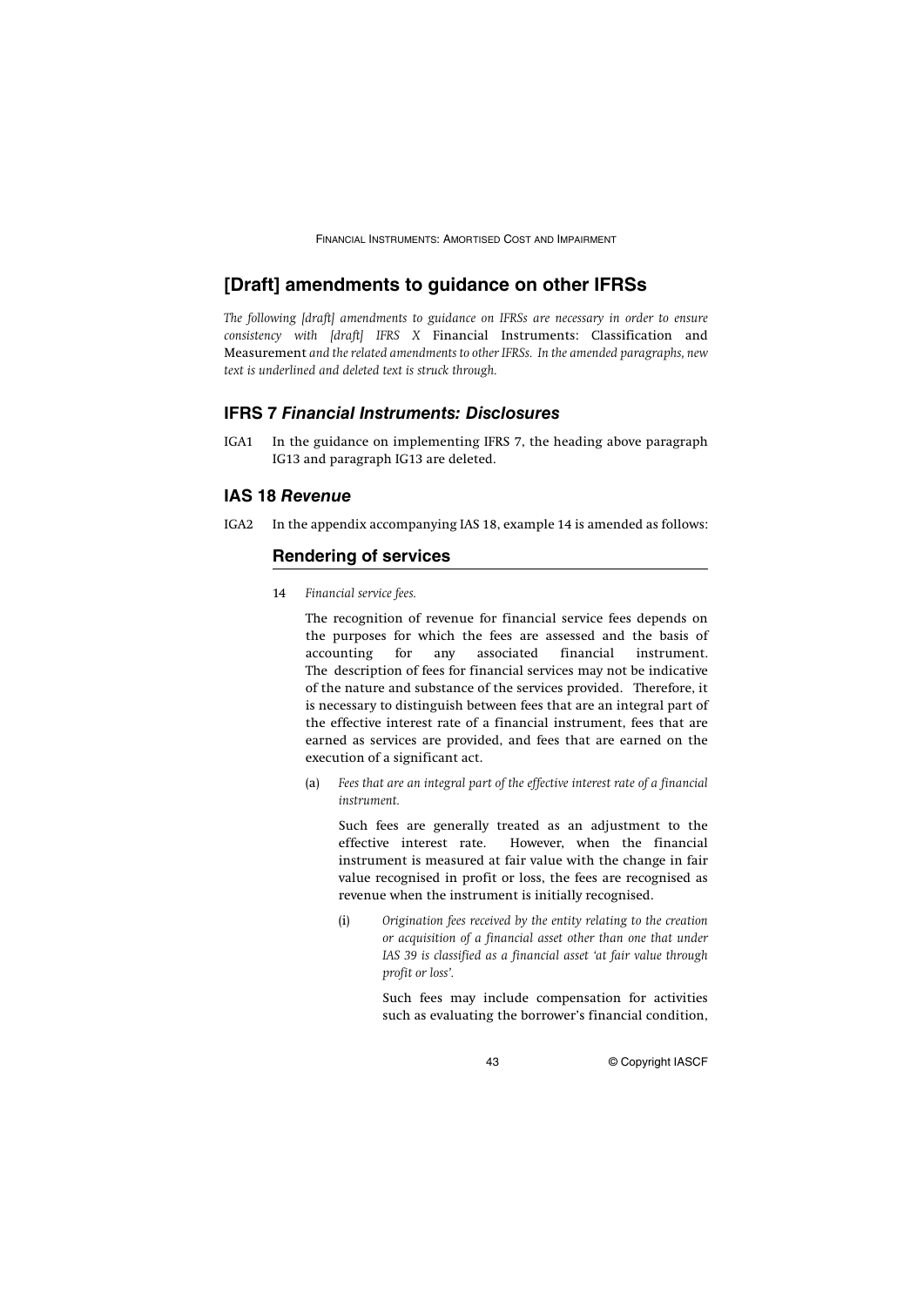# [Draft] amendments to guidance on other IFRSs

*The following [draft] amendments to guidance on IFRSs are necessary in order to ensure consistency with [draft] IFRS X* Financial Instruments: Classification and Measurement *and the related amendments to other IFRSs. In the amended paragraphs, new text is underlined and deleted text is struck through.*

## IFRS 7 *Financial Instruments: Disclosures*

IGA1 In the guidance on implementing IFRS 7, the heading above paragraph IG13 and paragraph IG13 are deleted.

## IAS 18 *Revenue*

IGA2 In the appendix accompanying IAS 18, example 14 is amended as follows:

### Rendering of services

14 *Financial service fees.*

The recognition of revenue for financial service fees depends on the purposes for which the fees are assessed and the basis of accounting for any associated financial instrument. The description of fees for financial services may not be indicative of the nature and substance of the services provided. Therefore, it is necessary to distinguish between fees that are an integral part of the effective interest rate of a financial instrument, fees that are earned as services are provided, and fees that are earned on the execution of a significant act.

(a) *Fees that are an integral part of the effective interest rate of a financial instrument.*

Such fees are generally treated as an adjustment to the effective interest rate. However, when the financial instrument is measured at fair value with the change in fair value recognised in profit or loss, the fees are recognised as revenue when the instrument is initially recognised.

(i) *Origination fees received by the entity relating to the creation or acquisition of a financial asset other than one that under IAS 39 is classified as a financial asset 'at fair value through profit or loss'.*

Such fees may include compensation for activities such as evaluating the borrower's financial condition,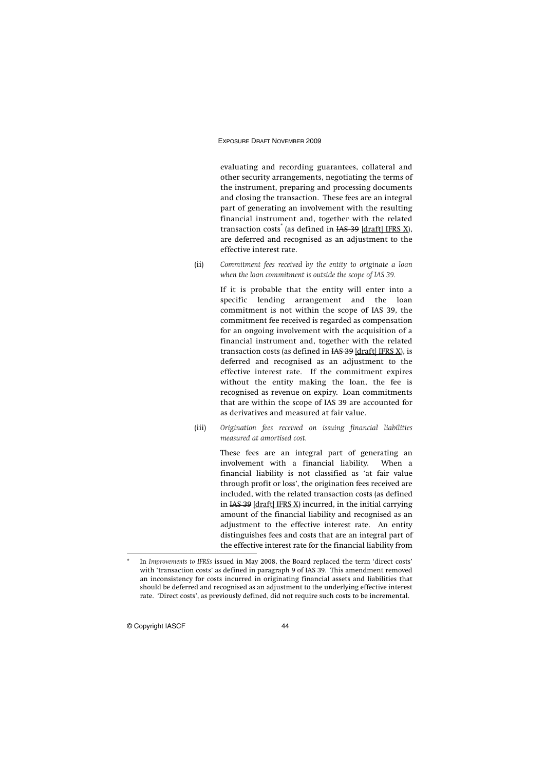evaluating and recording guarantees, collateral and other security arrangements, negotiating the terms of the instrument, preparing and processing documents and closing the transaction. These fees are an integral part of generating an involvement with the resulting financial instrument and, together with the related transaction costs[*] (as defined in ~~IAS 39~~ [draft] IFRS X), are deferred and recognised as an adjustment to the effective interest rate.

(ii) *Commitment fees received by the entity to originate a loan when the loan commitment is outside the scope of IAS 39.*

If it is probable that the entity will enter into a specific lending arrangement and the loan commitment is not within the scope of IAS 39, the commitment fee received is regarded as compensation for an ongoing involvement with the acquisition of a financial instrument and, together with the related transaction costs (as defined in ~~IAS 39~~ [draft] IFRS X), is deferred and recognised as an adjustment to the effective interest rate. If the commitment expires without the entity making the loan, the fee is recognised as revenue on expiry. Loan commitments that are within the scope of IAS 39 are accounted for as derivatives and measured at fair value.

(iii) *Origination fees received on issuing financial liabilities measured at amortised cost.*

These fees are an integral part of generating an involvement with a financial liability. When a financial liability is not classified as 'at fair value through profit or loss', the origination fees received are included, with the related transaction costs (as defined in ~~IAS 39~~ [draft] IFRS X) incurred, in the initial carrying amount of the financial liability and recognised as an adjustment to the effective interest rate. An entity distinguishes fees and costs that are an integral part of the effective interest rate for the financial liability from

---

[*] In *Improvements to IFRSs* issued in May 2008, the Board replaced the term 'direct costs' with 'transaction costs' as defined in paragraph 9 of IAS 39. This amendment removed an inconsistency for costs incurred in originating financial assets and liabilities that should be deferred and recognised as an adjustment to the underlying effective interest rate. 'Direct costs', as previously defined, did not require such costs to be incremental.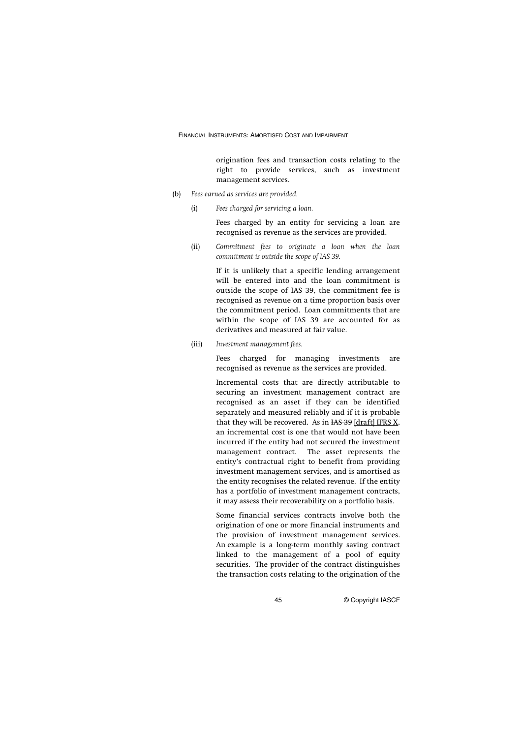origination fees and transaction costs relating to the right to provide services, such as investment management services.

(b) *Fees earned as services are provided.*

(i) *Fees charged for servicing a loan.*

Fees charged by an entity for servicing a loan are recognised as revenue as the services are provided.

(ii) *Commitment fees to originate a loan when the loan commitment is outside the scope of IAS 39.*

If it is unlikely that a specific lending arrangement will be entered into and the loan commitment is outside the scope of IAS 39, the commitment fee is recognised as revenue on a time proportion basis over the commitment period. Loan commitments that are within the scope of IAS 39 are accounted for as derivatives and measured at fair value.

(iii) *Investment management fees.*

Fees charged for managing investments are recognised as revenue as the services are provided.

Incremental costs that are directly attributable to securing an investment management contract are recognised as an asset if they can be identified separately and measured reliably and if it is probable that they will be recovered. As in ~~IAS 39~~ [draft] IFRS X, an incremental cost is one that would not have been incurred if the entity had not secured the investment management contract. The asset represents the entity's contractual right to benefit from providing investment management services, and is amortised as the entity recognises the related revenue. If the entity has a portfolio of investment management contracts, it may assess their recoverability on a portfolio basis.

Some financial services contracts involve both the origination of one or more financial instruments and the provision of investment management services. An example is a long-term monthly saving contract linked to the management of a pool of equity securities. The provider of the contract distinguishes the transaction costs relating to the origination of the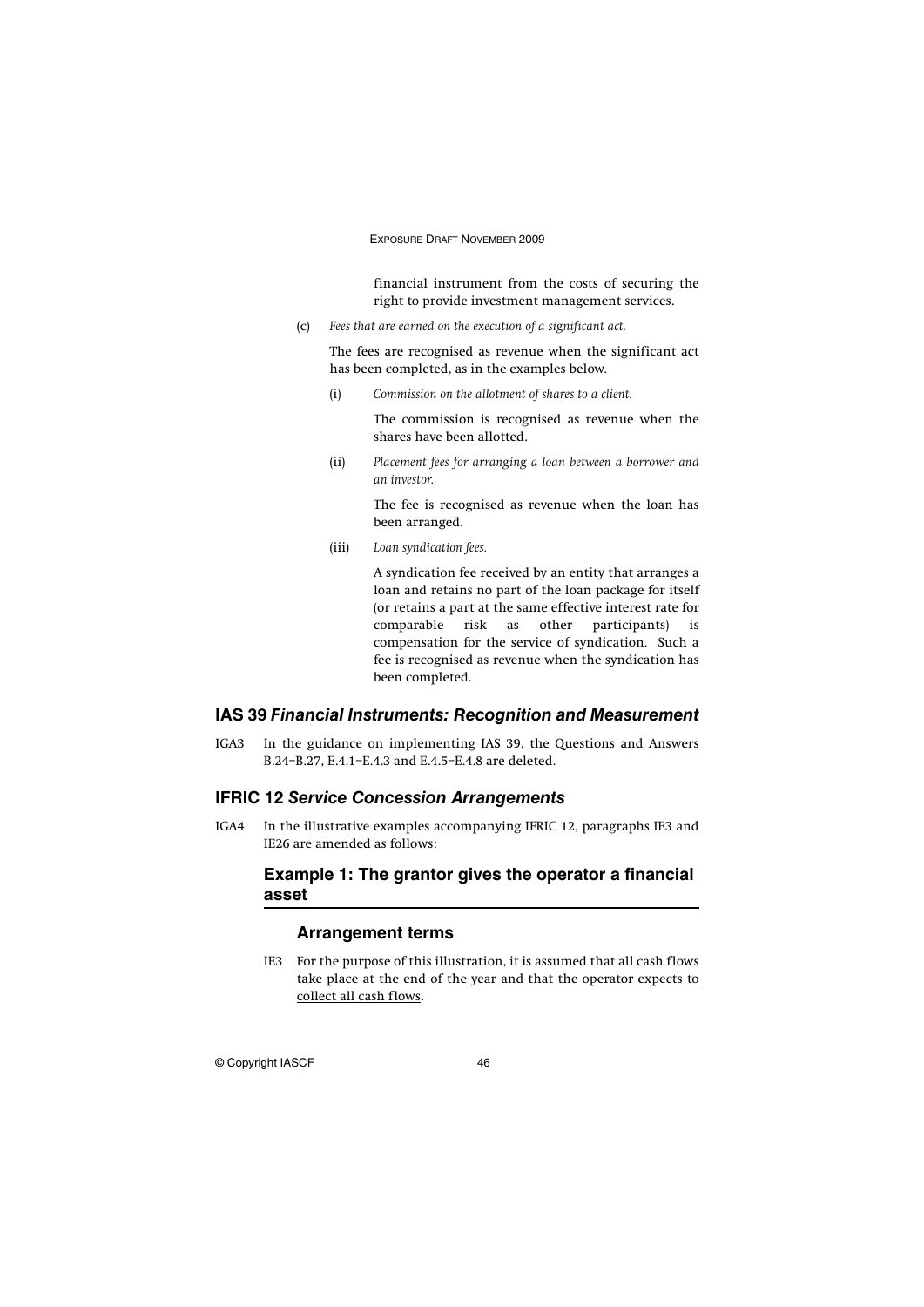financial instrument from the costs of securing the right to provide investment management services.

(c) *Fees that are earned on the execution of a significant act.*

The fees are recognised as revenue when the significant act has been completed, as in the examples below.

(i) *Commission on the allotment of shares to a client.*

The commission is recognised as revenue when the shares have been allotted.

(ii) *Placement fees for arranging a loan between a borrower and an investor.*

The fee is recognised as revenue when the loan has been arranged.

(iii) *Loan syndication fees.*

A syndication fee received by an entity that arranges a loan and retains no part of the loan package for itself (or retains a part at the same effective interest rate for comparable risk as other participants) is compensation for the service of syndication. Such a fee is recognised as revenue when the syndication has been completed.

## IAS 39 *Financial Instruments: Recognition and Measurement*

IGA3 In the guidance on implementing IAS 39, the Questions and Answers B.24–B.27, E.4.1–E.4.3 and E.4.5–E.4.8 are deleted.

## IFRIC 12 *Service Concession Arrangements*

IGA4 In the illustrative examples accompanying IFRIC 12, paragraphs IE3 and IE26 are amended as follows:

### Example 1: The grantor gives the operator a financial asset

#### Arrangement terms

IE3 For the purpose of this illustration, it is assumed that all cash flows take place at the end of the year <u>and that the operator expects to collect all cash flows</u>.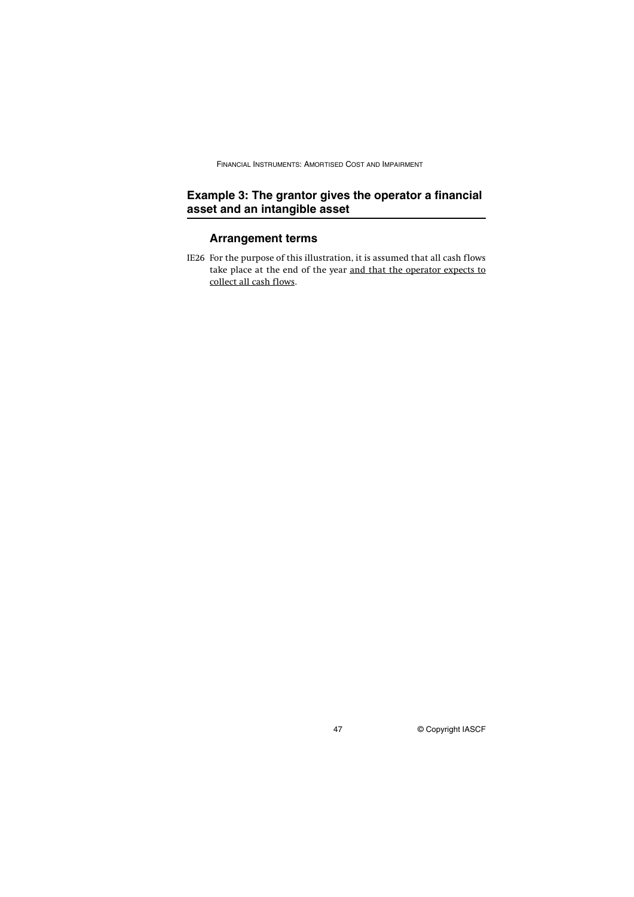## Example 3: The grantor gives the operator a financial asset and an intangible asset

### Arrangement terms

IE26 For the purpose of this illustration, it is assumed that all cash flows take place at the end of the year <u>and that the operator expects to collect all cash flows</u>.